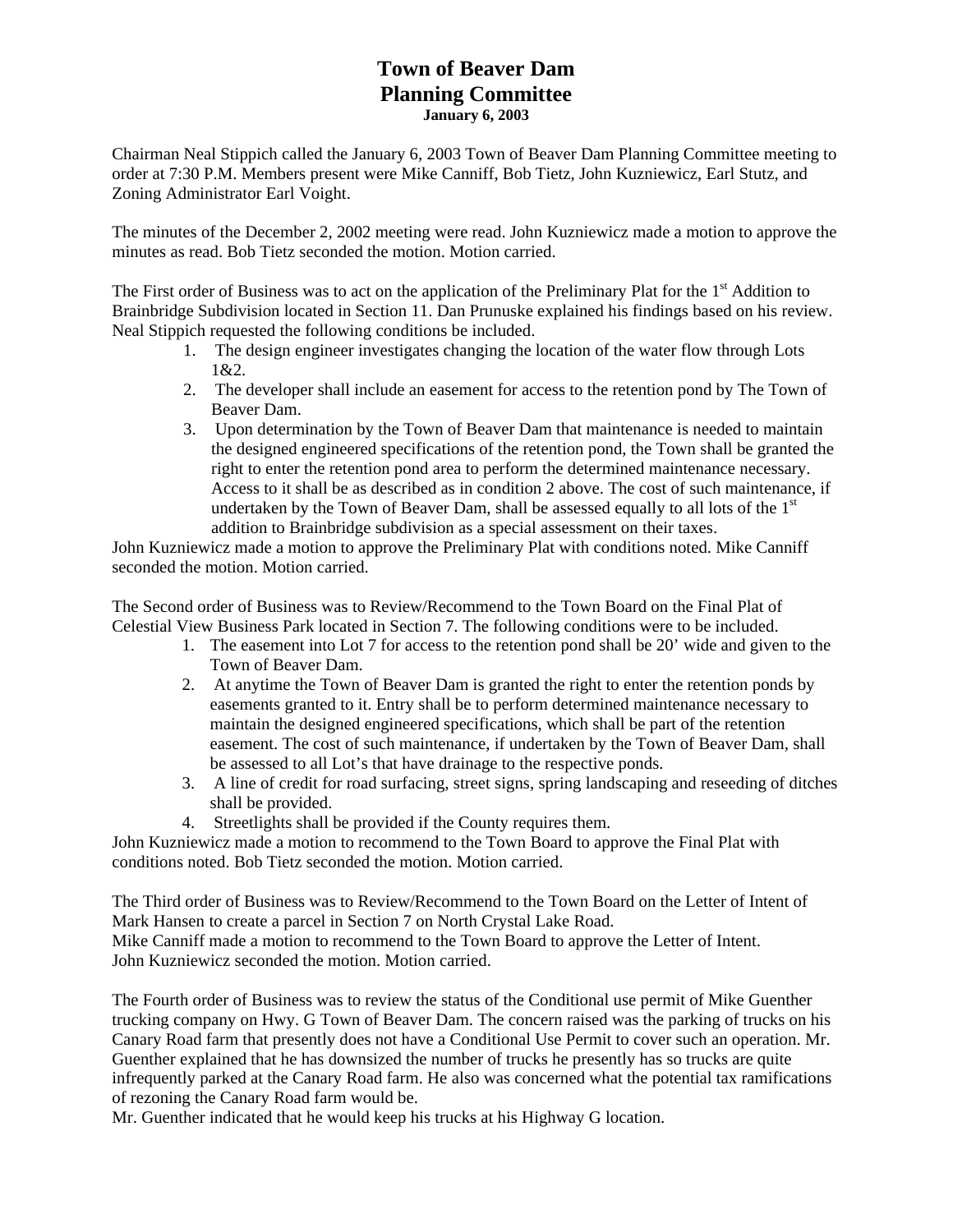# Town of Beaver Dam
# Planning Committee
**January 6, 2003**

Chairman Neal Stippich called the January 6, 2003 Town of Beaver Dam Planning Committee meeting to order at 7:30 P.M. Members present were Mike Canniff, Bob Tietz, John Kuzniewicz, Earl Stutz, and Zoning Administrator Earl Voight.

The minutes of the December 2, 2002 meeting were read. John Kuzniewicz made a motion to approve the minutes as read. Bob Tietz seconded the motion. Motion carried.

The First order of Business was to act on the application of the Preliminary Plat for the 1st Addition to Brainbridge Subdivision located in Section 11. Dan Prunuske explained his findings based on his review. Neal Stippich requested the following conditions be included.

1. The design engineer investigates changing the location of the water flow through Lots 1&2.
2. The developer shall include an easement for access to the retention pond by The Town of Beaver Dam.
3. Upon determination by the Town of Beaver Dam that maintenance is needed to maintain the designed engineered specifications of the retention pond, the Town shall be granted the right to enter the retention pond area to perform the determined maintenance necessary. Access to it shall be as described as in condition 2 above. The cost of such maintenance, if undertaken by the Town of Beaver Dam, shall be assessed equally to all lots of the 1st addition to Brainbridge subdivision as a special assessment on their taxes.

John Kuzniewicz made a motion to approve the Preliminary Plat with conditions noted. Mike Canniff seconded the motion. Motion carried.

The Second order of Business was to Review/Recommend to the Town Board on the Final Plat of Celestial View Business Park located in Section 7. The following conditions were to be included.

1. The easement into Lot 7 for access to the retention pond shall be 20' wide and given to the Town of Beaver Dam.
2. At anytime the Town of Beaver Dam is granted the right to enter the retention ponds by easements granted to it. Entry shall be to perform determined maintenance necessary to maintain the designed engineered specifications, which shall be part of the retention easement. The cost of such maintenance, if undertaken by the Town of Beaver Dam, shall be assessed to all Lot's that have drainage to the respective ponds.
3. A line of credit for road surfacing, street signs, spring landscaping and reseeding of ditches shall be provided.
4. Streetlights shall be provided if the County requires them.

John Kuzniewicz made a motion to recommend to the Town Board to approve the Final Plat with conditions noted. Bob Tietz seconded the motion. Motion carried.

The Third order of Business was to Review/Recommend to the Town Board on the Letter of Intent of Mark Hansen to create a parcel in Section 7 on North Crystal Lake Road.
Mike Canniff made a motion to recommend to the Town Board to approve the Letter of Intent. John Kuzniewicz seconded the motion. Motion carried.

The Fourth order of Business was to review the status of the Conditional use permit of Mike Guenther trucking company on Hwy. G Town of Beaver Dam. The concern raised was the parking of trucks on his Canary Road farm that presently does not have a Conditional Use Permit to cover such an operation. Mr. Guenther explained that he has downsized the number of trucks he presently has so trucks are quite infrequently parked at the Canary Road farm. He also was concerned what the potential tax ramifications of rezoning the Canary Road farm would be.
Mr. Guenther indicated that he would keep his trucks at his Highway G location.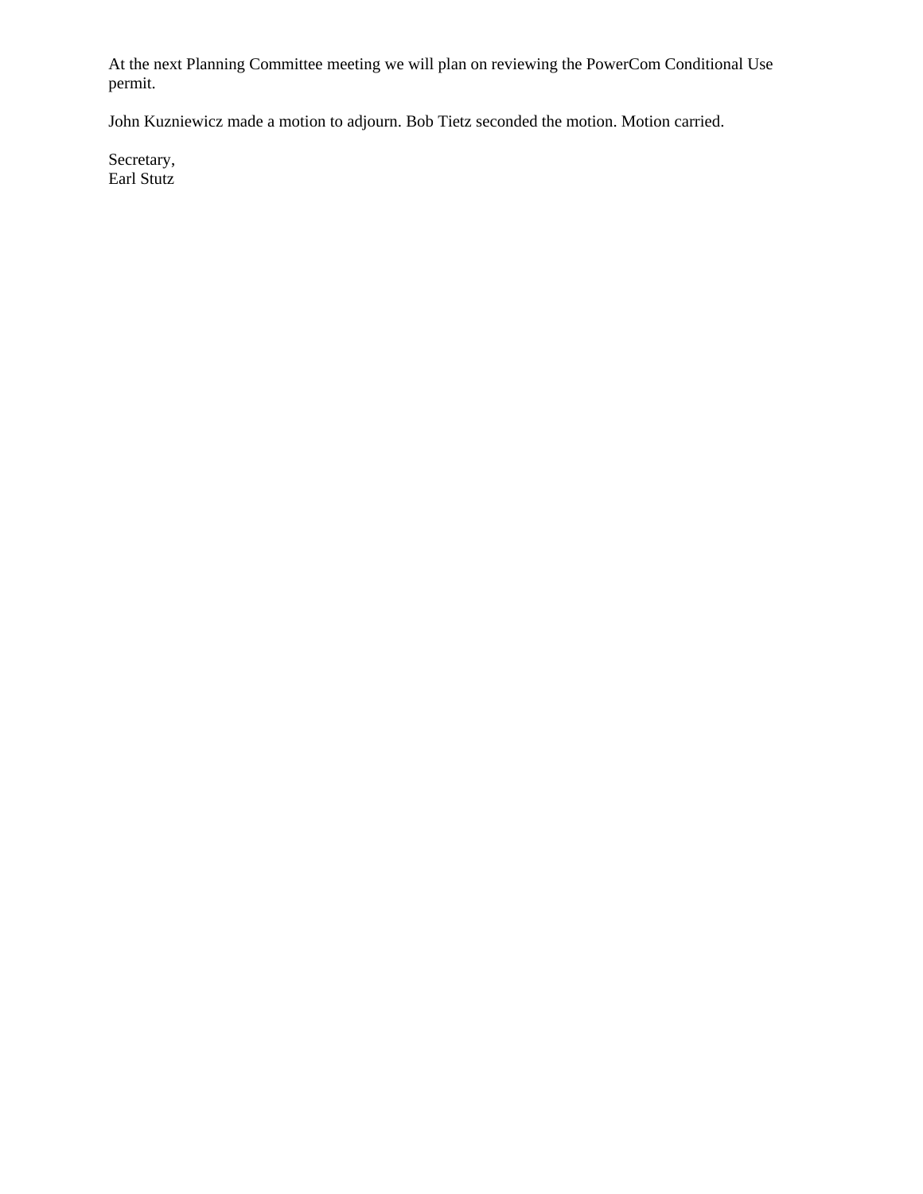At the next Planning Committee meeting we will plan on reviewing the PowerCom Conditional Use permit.

John Kuzniewicz made a motion to adjourn. Bob Tietz seconded the motion. Motion carried.

Secretary,
Earl Stutz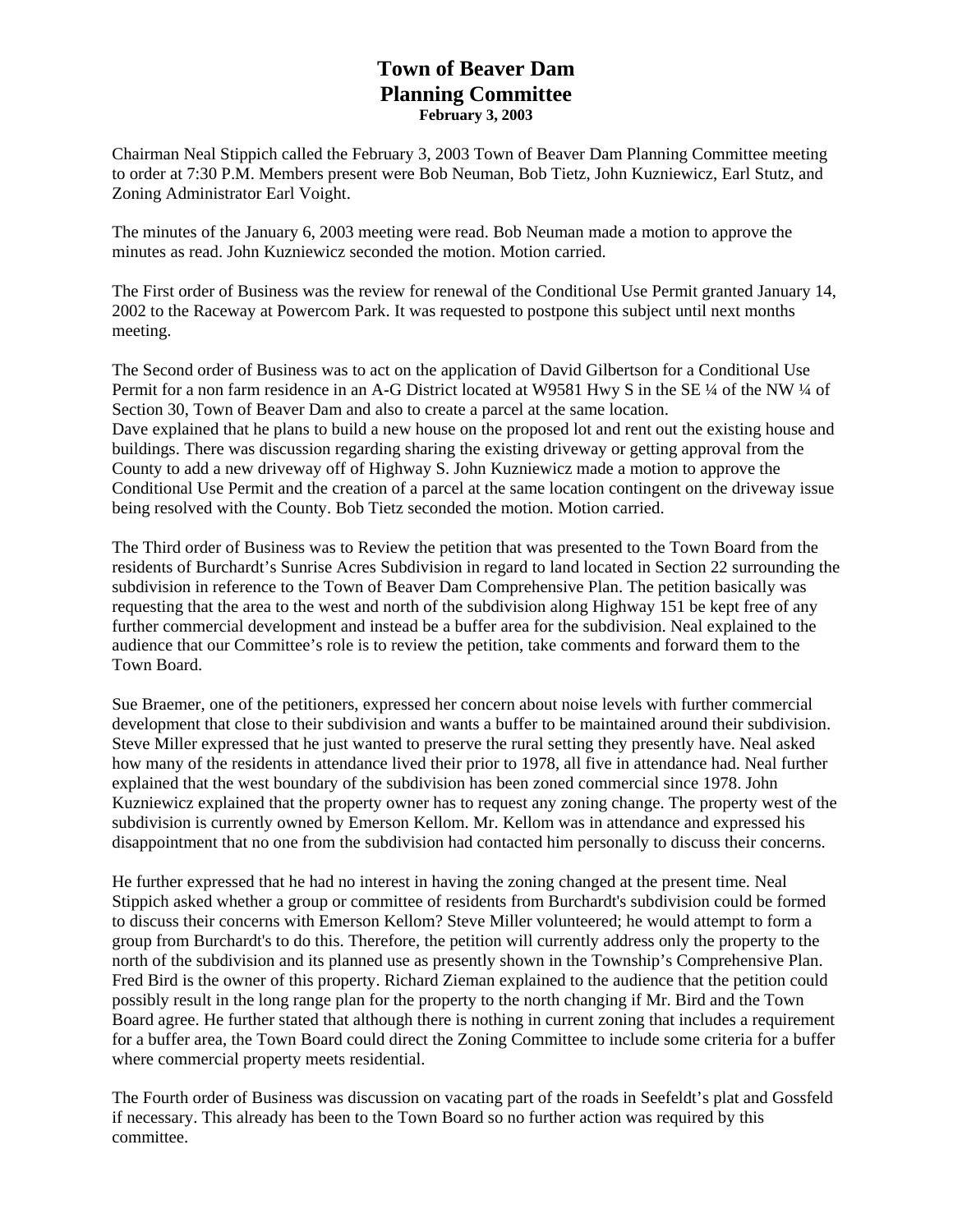# Town of Beaver Dam
# Planning Committee
**February 3, 2003**

Chairman Neal Stippich called the February 3, 2003 Town of Beaver Dam Planning Committee meeting to order at 7:30 P.M. Members present were Bob Neuman, Bob Tietz, John Kuzniewicz, Earl Stutz, and Zoning Administrator Earl Voight.

The minutes of the January 6, 2003 meeting were read. Bob Neuman made a motion to approve the minutes as read. John Kuzniewicz seconded the motion. Motion carried.

The First order of Business was the review for renewal of the Conditional Use Permit granted January 14, 2002 to the Raceway at Powercom Park. It was requested to postpone this subject until next months meeting.

The Second order of Business was to act on the application of David Gilbertson for a Conditional Use Permit for a non farm residence in an A-G District located at W9581 Hwy S in the SE ¼ of the NW ¼ of Section 30, Town of Beaver Dam and also to create a parcel at the same location.
Dave explained that he plans to build a new house on the proposed lot and rent out the existing house and buildings. There was discussion regarding sharing the existing driveway or getting approval from the County to add a new driveway off of Highway S. John Kuzniewicz made a motion to approve the Conditional Use Permit and the creation of a parcel at the same location contingent on the driveway issue being resolved with the County. Bob Tietz seconded the motion. Motion carried.

The Third order of Business was to Review the petition that was presented to the Town Board from the residents of Burchardt's Sunrise Acres Subdivision in regard to land located in Section 22 surrounding the subdivision in reference to the Town of Beaver Dam Comprehensive Plan. The petition basically was requesting that the area to the west and north of the subdivision along Highway 151 be kept free of any further commercial development and instead be a buffer area for the subdivision. Neal explained to the audience that our Committee's role is to review the petition, take comments and forward them to the Town Board.

Sue Braemer, one of the petitioners, expressed her concern about noise levels with further commercial development that close to their subdivision and wants a buffer to be maintained around their subdivision. Steve Miller expressed that he just wanted to preserve the rural setting they presently have. Neal asked how many of the residents in attendance lived their prior to 1978, all five in attendance had. Neal further explained that the west boundary of the subdivision has been zoned commercial since 1978. John Kuzniewicz explained that the property owner has to request any zoning change. The property west of the subdivision is currently owned by Emerson Kellom. Mr. Kellom was in attendance and expressed his disappointment that no one from the subdivision had contacted him personally to discuss their concerns.

He further expressed that he had no interest in having the zoning changed at the present time. Neal Stippich asked whether a group or committee of residents from Burchardt's subdivision could be formed to discuss their concerns with Emerson Kellom? Steve Miller volunteered; he would attempt to form a group from Burchardt's to do this. Therefore, the petition will currently address only the property to the north of the subdivision and its planned use as presently shown in the Township's Comprehensive Plan. Fred Bird is the owner of this property. Richard Zieman explained to the audience that the petition could possibly result in the long range plan for the property to the north changing if Mr. Bird and the Town Board agree. He further stated that although there is nothing in current zoning that includes a requirement for a buffer area, the Town Board could direct the Zoning Committee to include some criteria for a buffer where commercial property meets residential.

The Fourth order of Business was discussion on vacating part of the roads in Seefeldt's plat and Gossfeld if necessary. This already has been to the Town Board so no further action was required by this committee.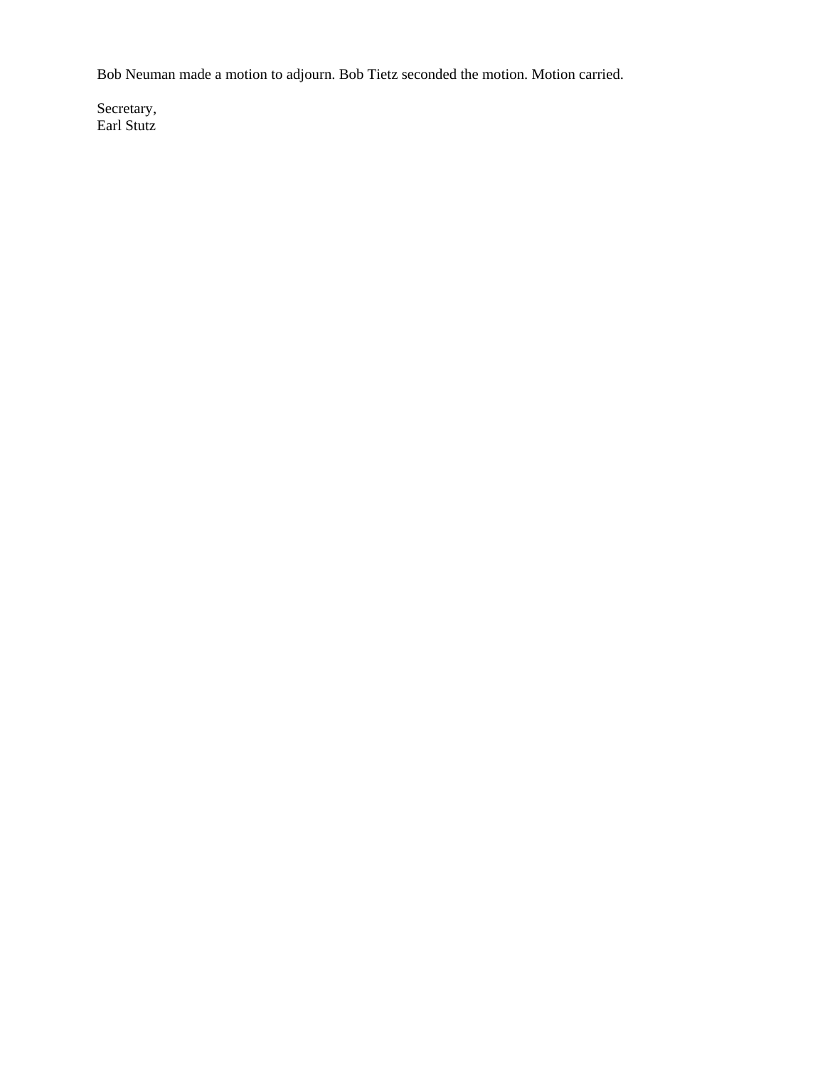Bob Neuman made a motion to adjourn. Bob Tietz seconded the motion. Motion carried.

Secretary,
Earl Stutz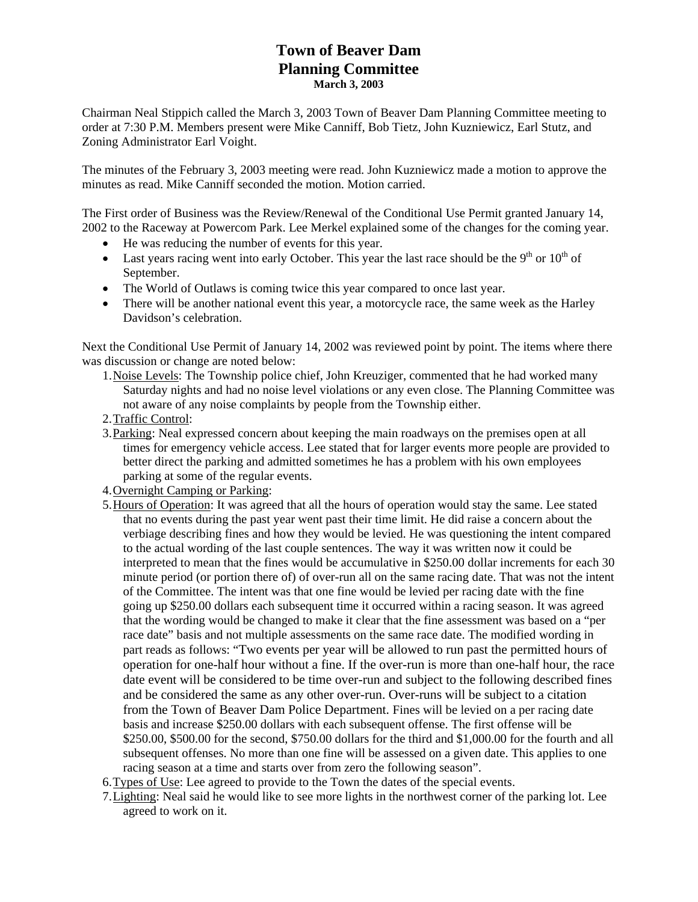# Town of Beaver Dam
# Planning Committee
**March 3, 2003**

Chairman Neal Stippich called the March 3, 2003 Town of Beaver Dam Planning Committee meeting to order at 7:30 P.M. Members present were Mike Canniff, Bob Tietz, John Kuzniewicz, Earl Stutz, and Zoning Administrator Earl Voight.

The minutes of the February 3, 2003 meeting were read. John Kuzniewicz made a motion to approve the minutes as read. Mike Canniff seconded the motion. Motion carried.

The First order of Business was the Review/Renewal of the Conditional Use Permit granted January 14, 2002 to the Raceway at Powercom Park. Lee Merkel explained some of the changes for the coming year.

- He was reducing the number of events for this year.
- Last years racing went into early October. This year the last race should be the 9th or 10th of September.
- The World of Outlaws is coming twice this year compared to once last year.
- There will be another national event this year, a motorcycle race, the same week as the Harley Davidson's celebration.

Next the Conditional Use Permit of January 14, 2002 was reviewed point by point. The items where there was discussion or change are noted below:

1. Noise Levels: The Township police chief, John Kreuziger, commented that he had worked many Saturday nights and had no noise level violations or any even close. The Planning Committee was not aware of any noise complaints by people from the Township either.
2. Traffic Control:
3. Parking: Neal expressed concern about keeping the main roadways on the premises open at all times for emergency vehicle access. Lee stated that for larger events more people are provided to better direct the parking and admitted sometimes he has a problem with his own employees parking at some of the regular events.
4. Overnight Camping or Parking:
5. Hours of Operation: It was agreed that all the hours of operation would stay the same. Lee stated that no events during the past year went past their time limit. He did raise a concern about the verbiage describing fines and how they would be levied. He was questioning the intent compared to the actual wording of the last couple sentences. The way it was written now it could be interpreted to mean that the fines would be accumulative in $250.00 dollar increments for each 30 minute period (or portion there of) of over-run all on the same racing date. That was not the intent of the Committee. The intent was that one fine would be levied per racing date with the fine going up $250.00 dollars each subsequent time it occurred within a racing season. It was agreed that the wording would be changed to make it clear that the fine assessment was based on a "per race date" basis and not multiple assessments on the same race date. The modified wording in part reads as follows: "Two events per year will be allowed to run past the permitted hours of operation for one-half hour without a fine. If the over-run is more than one-half hour, the race date event will be considered to be time over-run and subject to the following described fines and be considered the same as any other over-run. Over-runs will be subject to a citation from the Town of Beaver Dam Police Department. Fines will be levied on a per racing date basis and increase $250.00 dollars with each subsequent offense. The first offense will be $250.00, $500.00 for the second, $750.00 dollars for the third and $1,000.00 for the fourth and all subsequent offenses. No more than one fine will be assessed on a given date. This applies to one racing season at a time and starts over from zero the following season".
6. Types of Use: Lee agreed to provide to the Town the dates of the special events.
7. Lighting: Neal said he would like to see more lights in the northwest corner of the parking lot. Lee agreed to work on it.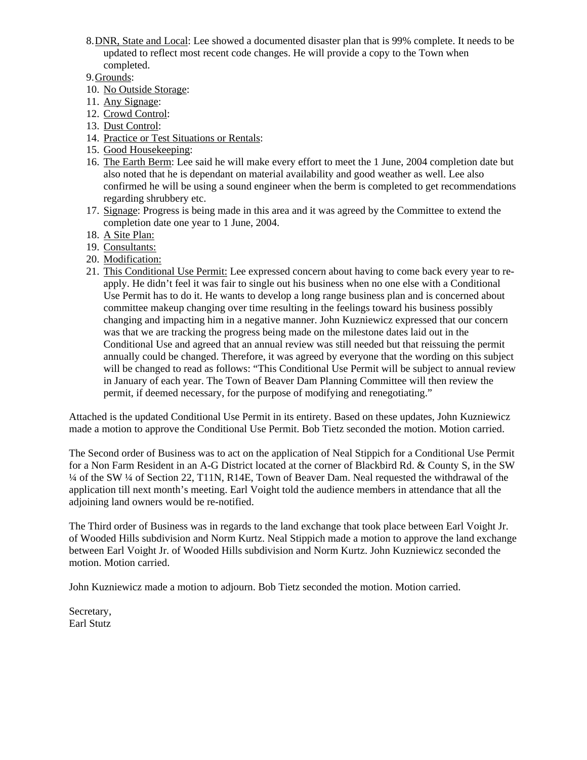8. <u>DNR, State and Local</u>: Lee showed a documented disaster plan that is 99% complete. It needs to be updated to reflect most recent code changes. He will provide a copy to the Town when completed.
9. <u>Grounds</u>:
10. <u>No Outside Storage</u>:
11. <u>Any Signage</u>:
12. <u>Crowd Control</u>:
13. <u>Dust Control</u>:
14. <u>Practice or Test Situations or Rentals</u>:
15. <u>Good Housekeeping</u>:
16. <u>The Earth Berm</u>: Lee said he will make every effort to meet the 1 June, 2004 completion date but also noted that he is dependant on material availability and good weather as well. Lee also confirmed he will be using a sound engineer when the berm is completed to get recommendations regarding shrubbery etc.
17. <u>Signage</u>: Progress is being made in this area and it was agreed by the Committee to extend the completion date one year to 1 June, 2004.
18. <u>A Site Plan:</u>
19. <u>Consultants:</u>
20. <u>Modification:</u>
21. <u>This Conditional Use Permit:</u> Lee expressed concern about having to come back every year to re-apply. He didn't feel it was fair to single out his business when no one else with a Conditional Use Permit has to do it. He wants to develop a long range business plan and is concerned about committee makeup changing over time resulting in the feelings toward his business possibly changing and impacting him in a negative manner. John Kuzniewicz expressed that our concern was that we are tracking the progress being made on the milestone dates laid out in the Conditional Use and agreed that an annual review was still needed but that reissuing the permit annually could be changed. Therefore, it was agreed by everyone that the wording on this subject will be changed to read as follows: "This Conditional Use Permit will be subject to annual review in January of each year. The Town of Beaver Dam Planning Committee will then review the permit, if deemed necessary, for the purpose of modifying and renegotiating."

Attached is the updated Conditional Use Permit in its entirety. Based on these updates, John Kuzniewicz made a motion to approve the Conditional Use Permit. Bob Tietz seconded the motion. Motion carried.

The Second order of Business was to act on the application of Neal Stippich for a Conditional Use Permit for a Non Farm Resident in an A-G District located at the corner of Blackbird Rd. & County S, in the SW ¼ of the SW ¼ of Section 22, T11N, R14E, Town of Beaver Dam. Neal requested the withdrawal of the application till next month's meeting. Earl Voight told the audience members in attendance that all the adjoining land owners would be re-notified.

The Third order of Business was in regards to the land exchange that took place between Earl Voight Jr. of Wooded Hills subdivision and Norm Kurtz. Neal Stippich made a motion to approve the land exchange between Earl Voight Jr. of Wooded Hills subdivision and Norm Kurtz. John Kuzniewicz seconded the motion. Motion carried.

John Kuzniewicz made a motion to adjourn. Bob Tietz seconded the motion. Motion carried.

Secretary,
Earl Stutz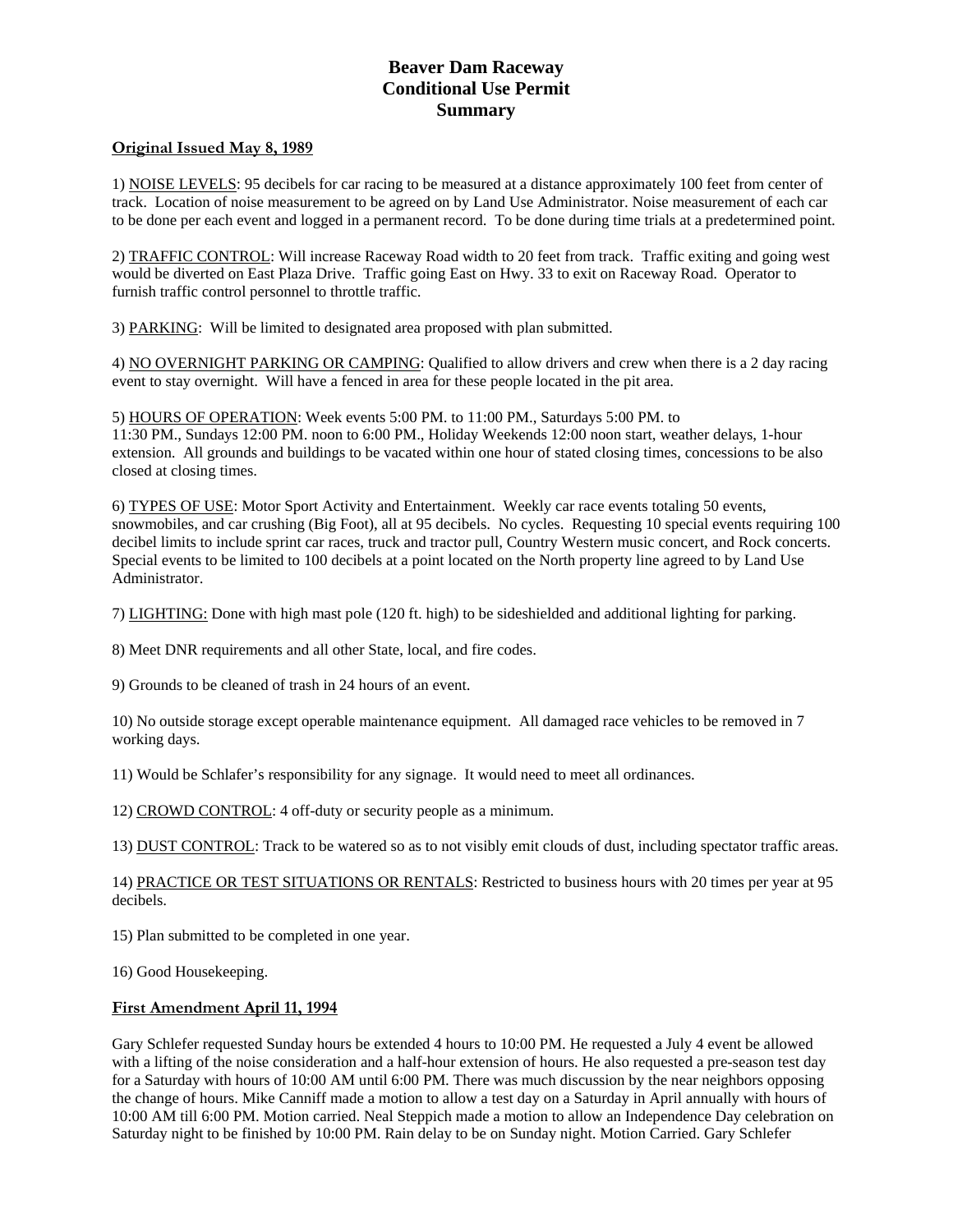# Beaver Dam Raceway
# Conditional Use Permit
# Summary

**Original Issued May 8, 1989**

1) NOISE LEVELS: 95 decibels for car racing to be measured at a distance approximately 100 feet from center of track. Location of noise measurement to be agreed on by Land Use Administrator. Noise measurement of each car to be done per each event and logged in a permanent record. To be done during time trials at a predetermined point.

2) TRAFFIC CONTROL: Will increase Raceway Road width to 20 feet from track. Traffic exiting and going west would be diverted on East Plaza Drive. Traffic going East on Hwy. 33 to exit on Raceway Road. Operator to furnish traffic control personnel to throttle traffic.

3) PARKING: Will be limited to designated area proposed with plan submitted.

4) NO OVERNIGHT PARKING OR CAMPING: Qualified to allow drivers and crew when there is a 2 day racing event to stay overnight. Will have a fenced in area for these people located in the pit area.

5) HOURS OF OPERATION: Week events 5:00 PM. to 11:00 PM., Saturdays 5:00 PM. to 11:30 PM., Sundays 12:00 PM. noon to 6:00 PM., Holiday Weekends 12:00 noon start, weather delays, 1-hour extension. All grounds and buildings to be vacated within one hour of stated closing times, concessions to be also closed at closing times.

6) TYPES OF USE: Motor Sport Activity and Entertainment. Weekly car race events totaling 50 events, snowmobiles, and car crushing (Big Foot), all at 95 decibels. No cycles. Requesting 10 special events requiring 100 decibel limits to include sprint car races, truck and tractor pull, Country Western music concert, and Rock concerts. Special events to be limited to 100 decibels at a point located on the North property line agreed to by Land Use Administrator.

7) LIGHTING: Done with high mast pole (120 ft. high) to be sideshielded and additional lighting for parking.

8) Meet DNR requirements and all other State, local, and fire codes.

9) Grounds to be cleaned of trash in 24 hours of an event.

10) No outside storage except operable maintenance equipment. All damaged race vehicles to be removed in 7 working days.

11) Would be Schlafer's responsibility for any signage. It would need to meet all ordinances.

12) CROWD CONTROL: 4 off-duty or security people as a minimum.

13) DUST CONTROL: Track to be watered so as to not visibly emit clouds of dust, including spectator traffic areas.

14) PRACTICE OR TEST SITUATIONS OR RENTALS: Restricted to business hours with 20 times per year at 95 decibels.

15) Plan submitted to be completed in one year.

16) Good Housekeeping.

**First Amendment April 11, 1994**

Gary Schlefer requested Sunday hours be extended 4 hours to 10:00 PM. He requested a July 4 event be allowed with a lifting of the noise consideration and a half-hour extension of hours. He also requested a pre-season test day for a Saturday with hours of 10:00 AM until 6:00 PM. There was much discussion by the near neighbors opposing the change of hours. Mike Canniff made a motion to allow a test day on a Saturday in April annually with hours of 10:00 AM till 6:00 PM. Motion carried. Neal Steppich made a motion to allow an Independence Day celebration on Saturday night to be finished by 10:00 PM. Rain delay to be on Sunday night. Motion Carried. Gary Schlefer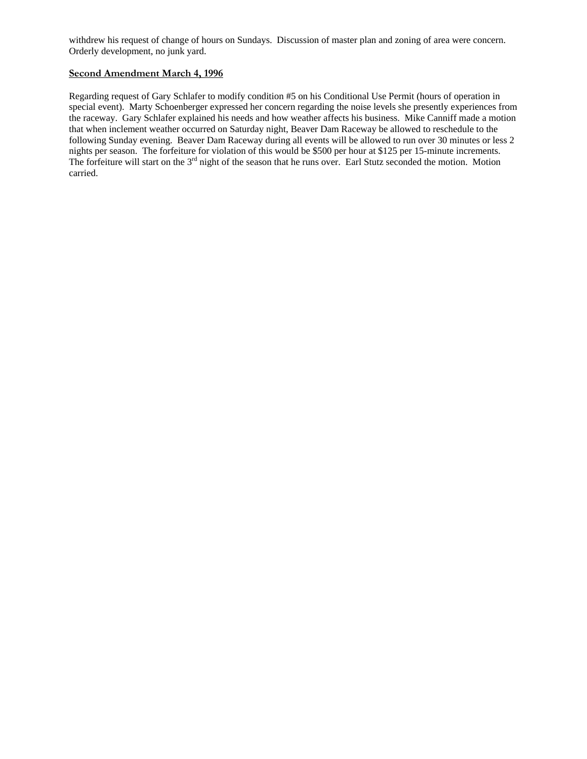withdrew his request of change of hours on Sundays. Discussion of master plan and zoning of area were concern. Orderly development, no junk yard.

**Second Amendment March 4, 1996**

Regarding request of Gary Schlafer to modify condition #5 on his Conditional Use Permit (hours of operation in special event). Marty Schoenberger expressed her concern regarding the noise levels she presently experiences from the raceway. Gary Schlafer explained his needs and how weather affects his business. Mike Canniff made a motion that when inclement weather occurred on Saturday night, Beaver Dam Raceway be allowed to reschedule to the following Sunday evening. Beaver Dam Raceway during all events will be allowed to run over 30 minutes or less 2 nights per season. The forfeiture for violation of this would be $500 per hour at $125 per 15-minute increments. The forfeiture will start on the 3rd night of the season that he runs over. Earl Stutz seconded the motion. Motion carried.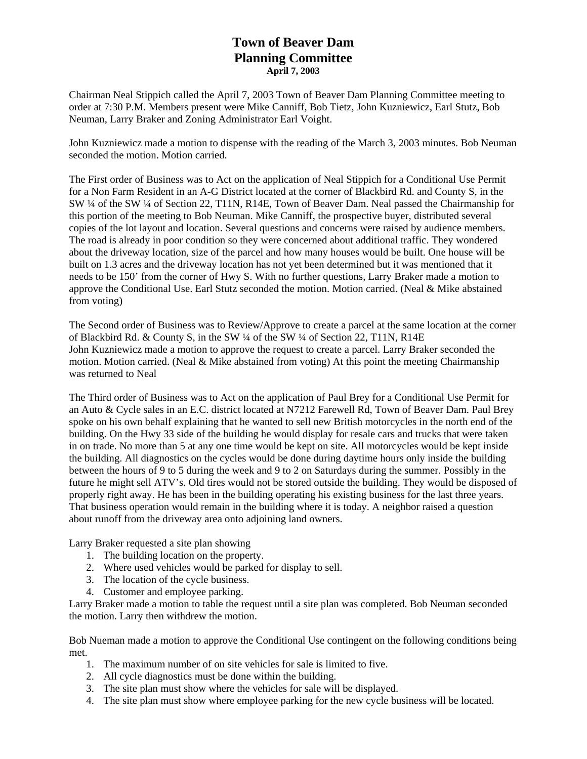# Town of Beaver Dam
# Planning Committee
**April 7, 2003**

Chairman Neal Stippich called the April 7, 2003 Town of Beaver Dam Planning Committee meeting to order at 7:30 P.M. Members present were Mike Canniff, Bob Tietz, John Kuzniewicz, Earl Stutz, Bob Neuman, Larry Braker and Zoning Administrator Earl Voight.

John Kuzniewicz made a motion to dispense with the reading of the March 3, 2003 minutes. Bob Neuman seconded the motion. Motion carried.

The First order of Business was to Act on the application of Neal Stippich for a Conditional Use Permit for a Non Farm Resident in an A-G District located at the corner of Blackbird Rd. and County S, in the SW ¼ of the SW ¼ of Section 22, T11N, R14E, Town of Beaver Dam. Neal passed the Chairmanship for this portion of the meeting to Bob Neuman. Mike Canniff, the prospective buyer, distributed several copies of the lot layout and location. Several questions and concerns were raised by audience members. The road is already in poor condition so they were concerned about additional traffic. They wondered about the driveway location, size of the parcel and how many houses would be built. One house will be built on 1.3 acres and the driveway location has not yet been determined but it was mentioned that it needs to be 150' from the corner of Hwy S. With no further questions, Larry Braker made a motion to approve the Conditional Use. Earl Stutz seconded the motion. Motion carried. (Neal & Mike abstained from voting)

The Second order of Business was to Review/Approve to create a parcel at the same location at the corner of Blackbird Rd. & County S, in the SW ¼ of the SW ¼ of Section 22, T11N, R14E
John Kuzniewicz made a motion to approve the request to create a parcel. Larry Braker seconded the motion. Motion carried. (Neal & Mike abstained from voting) At this point the meeting Chairmanship was returned to Neal

The Third order of Business was to Act on the application of Paul Brey for a Conditional Use Permit for an Auto & Cycle sales in an E.C. district located at N7212 Farewell Rd, Town of Beaver Dam. Paul Brey spoke on his own behalf explaining that he wanted to sell new British motorcycles in the north end of the building. On the Hwy 33 side of the building he would display for resale cars and trucks that were taken in on trade. No more than 5 at any one time would be kept on site. All motorcycles would be kept inside the building. All diagnostics on the cycles would be done during daytime hours only inside the building between the hours of 9 to 5 during the week and 9 to 2 on Saturdays during the summer. Possibly in the future he might sell ATV's. Old tires would not be stored outside the building. They would be disposed of properly right away. He has been in the building operating his existing business for the last three years. That business operation would remain in the building where it is today. A neighbor raised a question about runoff from the driveway area onto adjoining land owners.

Larry Braker requested a site plan showing

1. The building location on the property.
2. Where used vehicles would be parked for display to sell.
3. The location of the cycle business.
4. Customer and employee parking.

Larry Braker made a motion to table the request until a site plan was completed. Bob Neuman seconded the motion. Larry then withdrew the motion.

Bob Nueman made a motion to approve the Conditional Use contingent on the following conditions being met.

1. The maximum number of on site vehicles for sale is limited to five.
2. All cycle diagnostics must be done within the building.
3. The site plan must show where the vehicles for sale will be displayed.
4. The site plan must show where employee parking for the new cycle business will be located.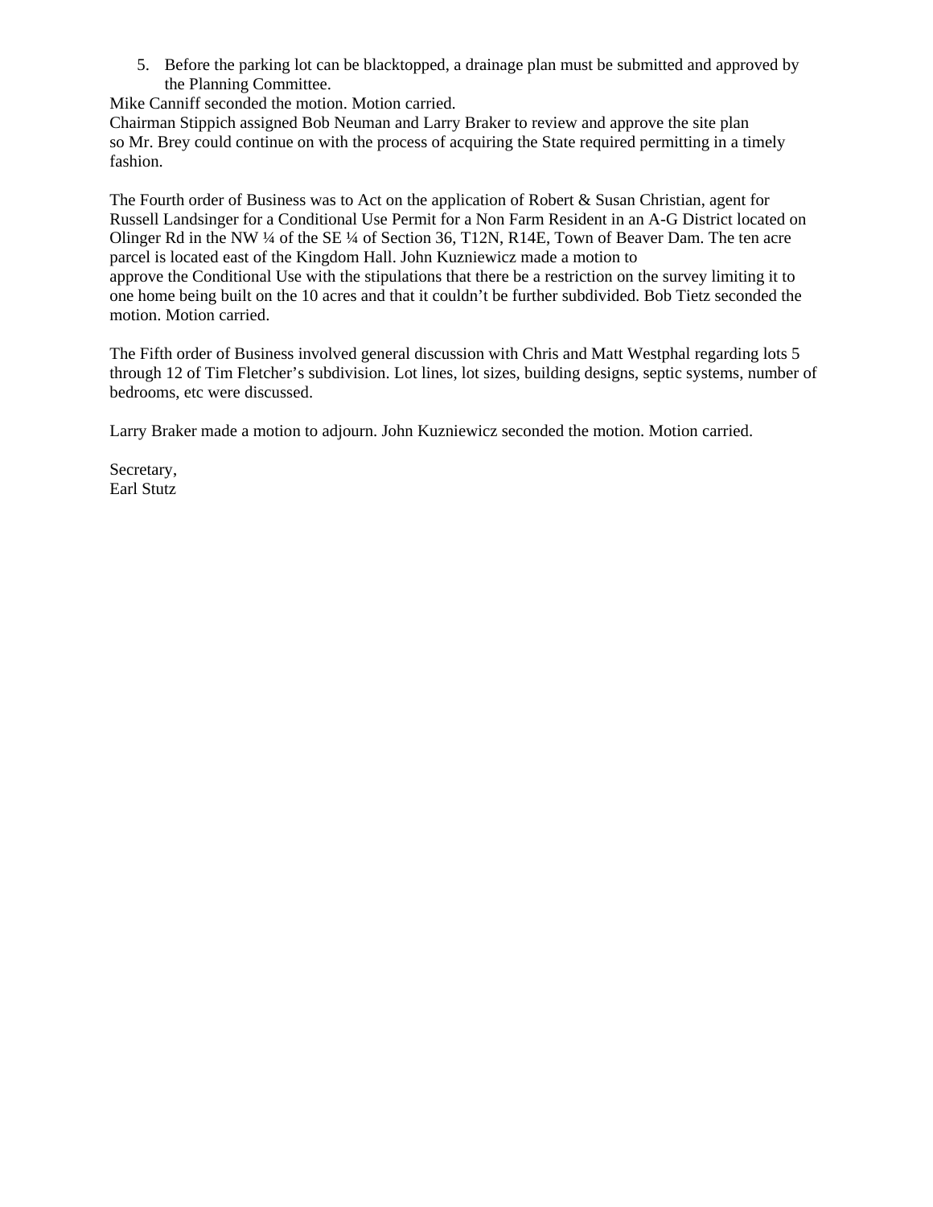5. Before the parking lot can be blacktopped, a drainage plan must be submitted and approved by the Planning Committee.

Mike Canniff seconded the motion. Motion carried.
Chairman Stippich assigned Bob Neuman and Larry Braker to review and approve the site plan so Mr. Brey could continue on with the process of acquiring the State required permitting in a timely fashion.

The Fourth order of Business was to Act on the application of Robert & Susan Christian, agent for Russell Landsinger for a Conditional Use Permit for a Non Farm Resident in an A-G District located on Olinger Rd in the NW ¼ of the SE ¼ of Section 36, T12N, R14E, Town of Beaver Dam. The ten acre parcel is located east of the Kingdom Hall. John Kuzniewicz made a motion to approve the Conditional Use with the stipulations that there be a restriction on the survey limiting it to one home being built on the 10 acres and that it couldn't be further subdivided. Bob Tietz seconded the motion. Motion carried.

The Fifth order of Business involved general discussion with Chris and Matt Westphal regarding lots 5 through 12 of Tim Fletcher's subdivision. Lot lines, lot sizes, building designs, septic systems, number of bedrooms, etc were discussed.

Larry Braker made a motion to adjourn. John Kuzniewicz seconded the motion. Motion carried.

Secretary,
Earl Stutz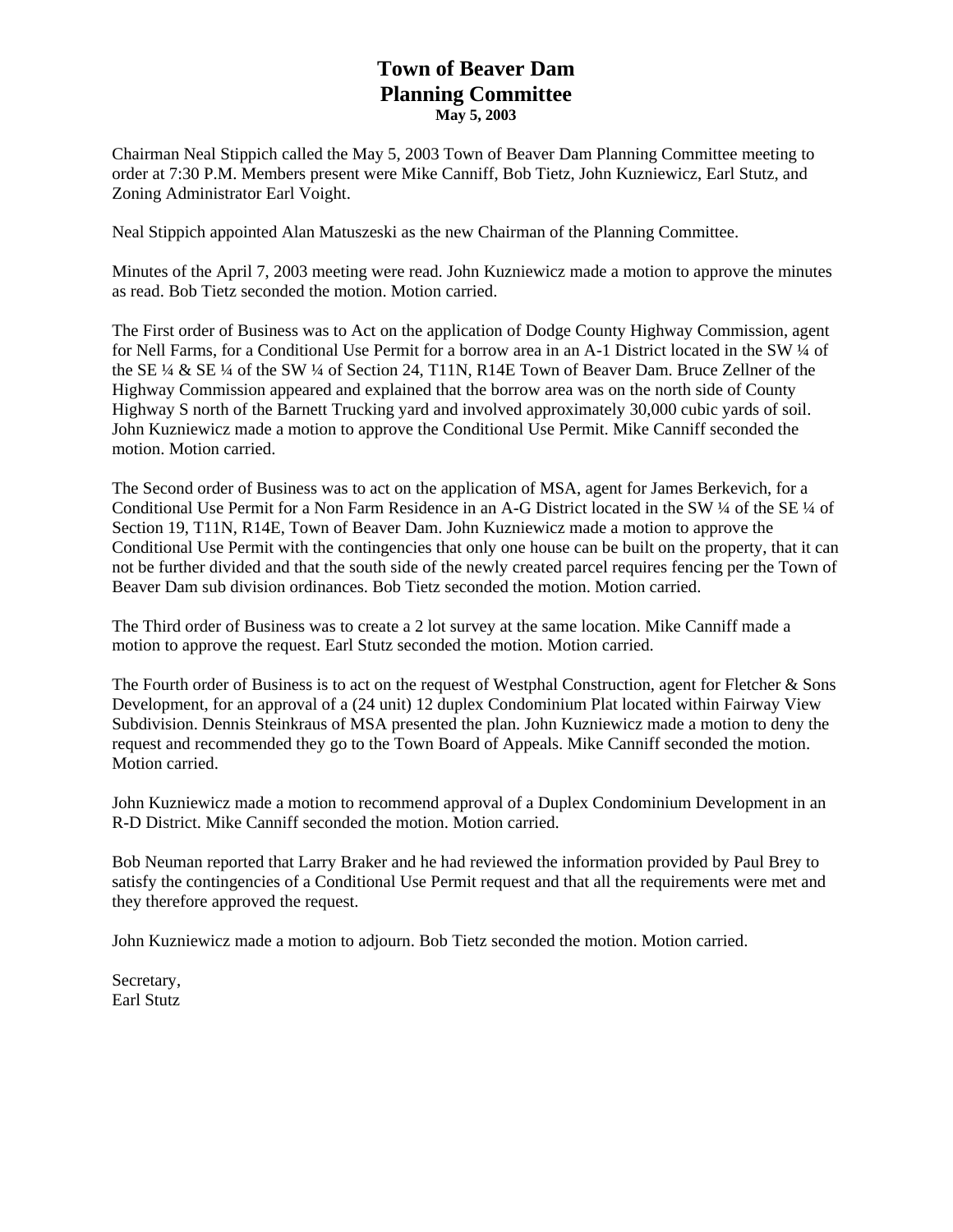# Town of Beaver Dam
# Planning Committee
**May 5, 2003**

Chairman Neal Stippich called the May 5, 2003 Town of Beaver Dam Planning Committee meeting to order at 7:30 P.M. Members present were Mike Canniff, Bob Tietz, John Kuzniewicz, Earl Stutz, and Zoning Administrator Earl Voight.

Neal Stippich appointed Alan Matuszeski as the new Chairman of the Planning Committee.

Minutes of the April 7, 2003 meeting were read. John Kuzniewicz made a motion to approve the minutes as read. Bob Tietz seconded the motion. Motion carried.

The First order of Business was to Act on the application of Dodge County Highway Commission, agent for Nell Farms, for a Conditional Use Permit for a borrow area in an A-1 District located in the SW ¼ of the SE ¼ & SE ¼ of the SW ¼ of Section 24, T11N, R14E Town of Beaver Dam. Bruce Zellner of the Highway Commission appeared and explained that the borrow area was on the north side of County Highway S north of the Barnett Trucking yard and involved approximately 30,000 cubic yards of soil. John Kuzniewicz made a motion to approve the Conditional Use Permit. Mike Canniff seconded the motion. Motion carried.

The Second order of Business was to act on the application of MSA, agent for James Berkevich, for a Conditional Use Permit for a Non Farm Residence in an A-G District located in the SW ¼ of the SE ¼ of Section 19, T11N, R14E, Town of Beaver Dam. John Kuzniewicz made a motion to approve the Conditional Use Permit with the contingencies that only one house can be built on the property, that it can not be further divided and that the south side of the newly created parcel requires fencing per the Town of Beaver Dam sub division ordinances. Bob Tietz seconded the motion. Motion carried.

The Third order of Business was to create a 2 lot survey at the same location. Mike Canniff made a motion to approve the request. Earl Stutz seconded the motion. Motion carried.

The Fourth order of Business is to act on the request of Westphal Construction, agent for Fletcher & Sons Development, for an approval of a (24 unit) 12 duplex Condominium Plat located within Fairway View Subdivision. Dennis Steinkraus of MSA presented the plan. John Kuzniewicz made a motion to deny the request and recommended they go to the Town Board of Appeals. Mike Canniff seconded the motion. Motion carried.

John Kuzniewicz made a motion to recommend approval of a Duplex Condominium Development in an R-D District. Mike Canniff seconded the motion. Motion carried.

Bob Neuman reported that Larry Braker and he had reviewed the information provided by Paul Brey to satisfy the contingencies of a Conditional Use Permit request and that all the requirements were met and they therefore approved the request.

John Kuzniewicz made a motion to adjourn. Bob Tietz seconded the motion. Motion carried.

Secretary,
Earl Stutz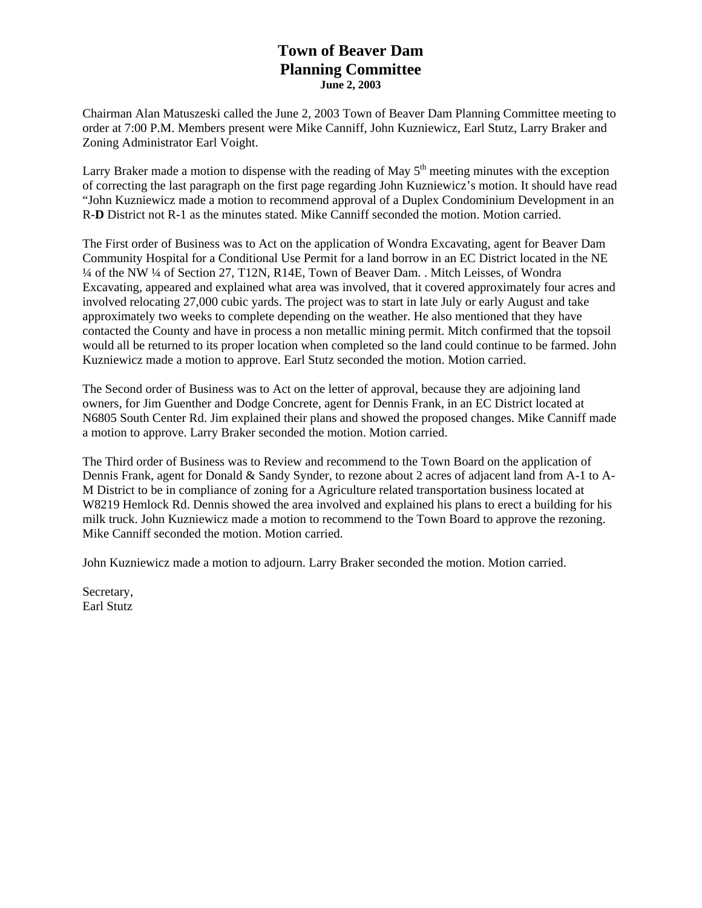# Town of Beaver Dam
# Planning Committee
**June 2, 2003**

Chairman Alan Matuszeski called the June 2, 2003 Town of Beaver Dam Planning Committee meeting to order at 7:00 P.M. Members present were Mike Canniff, John Kuzniewicz, Earl Stutz, Larry Braker and Zoning Administrator Earl Voight.

Larry Braker made a motion to dispense with the reading of May 5th meeting minutes with the exception of correcting the last paragraph on the first page regarding John Kuzniewicz's motion. It should have read "John Kuzniewicz made a motion to recommend approval of a Duplex Condominium Development in an R-**D** District not R-1 as the minutes stated. Mike Canniff seconded the motion. Motion carried.

The First order of Business was to Act on the application of Wondra Excavating, agent for Beaver Dam Community Hospital for a Conditional Use Permit for a land borrow in an EC District located in the NE ¼ of the NW ¼ of Section 27, T12N, R14E, Town of Beaver Dam. . Mitch Leisses, of Wondra Excavating, appeared and explained what area was involved, that it covered approximately four acres and involved relocating 27,000 cubic yards. The project was to start in late July or early August and take approximately two weeks to complete depending on the weather. He also mentioned that they have contacted the County and have in process a non metallic mining permit. Mitch confirmed that the topsoil would all be returned to its proper location when completed so the land could continue to be farmed. John Kuzniewicz made a motion to approve. Earl Stutz seconded the motion. Motion carried.

The Second order of Business was to Act on the letter of approval, because they are adjoining land owners, for Jim Guenther and Dodge Concrete, agent for Dennis Frank, in an EC District located at N6805 South Center Rd. Jim explained their plans and showed the proposed changes. Mike Canniff made a motion to approve. Larry Braker seconded the motion. Motion carried.

The Third order of Business was to Review and recommend to the Town Board on the application of Dennis Frank, agent for Donald & Sandy Synder, to rezone about 2 acres of adjacent land from A-1 to A-M District to be in compliance of zoning for a Agriculture related transportation business located at W8219 Hemlock Rd. Dennis showed the area involved and explained his plans to erect a building for his milk truck. John Kuzniewicz made a motion to recommend to the Town Board to approve the rezoning. Mike Canniff seconded the motion. Motion carried.

John Kuzniewicz made a motion to adjourn. Larry Braker seconded the motion. Motion carried.

Secretary,
Earl Stutz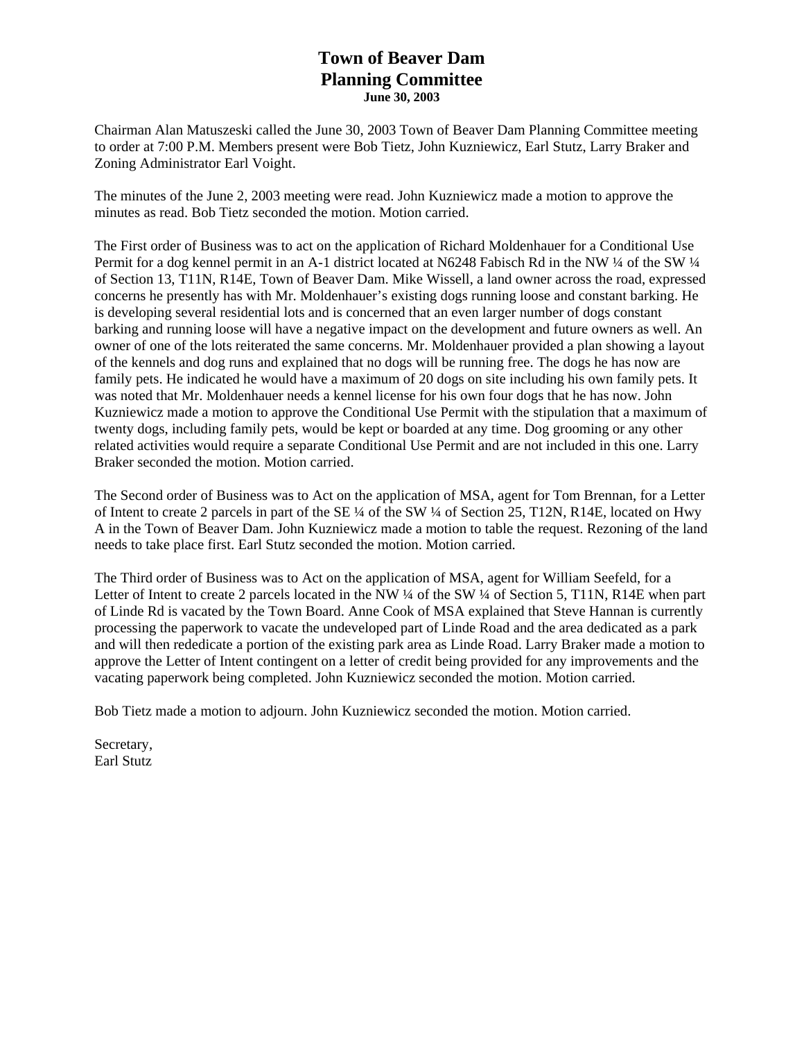# Town of Beaver Dam
# Planning Committee
**June 30, 2003**

Chairman Alan Matuszeski called the June 30, 2003 Town of Beaver Dam Planning Committee meeting to order at 7:00 P.M. Members present were Bob Tietz, John Kuzniewicz, Earl Stutz, Larry Braker and Zoning Administrator Earl Voight.

The minutes of the June 2, 2003 meeting were read. John Kuzniewicz made a motion to approve the minutes as read. Bob Tietz seconded the motion. Motion carried.

The First order of Business was to act on the application of Richard Moldenhauer for a Conditional Use Permit for a dog kennel permit in an A-1 district located at N6248 Fabisch Rd in the NW ¼ of the SW ¼ of Section 13, T11N, R14E, Town of Beaver Dam. Mike Wissell, a land owner across the road, expressed concerns he presently has with Mr. Moldenhauer's existing dogs running loose and constant barking. He is developing several residential lots and is concerned that an even larger number of dogs constant barking and running loose will have a negative impact on the development and future owners as well. An owner of one of the lots reiterated the same concerns. Mr. Moldenhauer provided a plan showing a layout of the kennels and dog runs and explained that no dogs will be running free. The dogs he has now are family pets. He indicated he would have a maximum of 20 dogs on site including his own family pets. It was noted that Mr. Moldenhauer needs a kennel license for his own four dogs that he has now. John Kuzniewicz made a motion to approve the Conditional Use Permit with the stipulation that a maximum of twenty dogs, including family pets, would be kept or boarded at any time. Dog grooming or any other related activities would require a separate Conditional Use Permit and are not included in this one. Larry Braker seconded the motion. Motion carried.

The Second order of Business was to Act on the application of MSA, agent for Tom Brennan, for a Letter of Intent to create 2 parcels in part of the SE ¼ of the SW ¼ of Section 25, T12N, R14E, located on Hwy A in the Town of Beaver Dam. John Kuzniewicz made a motion to table the request. Rezoning of the land needs to take place first. Earl Stutz seconded the motion. Motion carried.

The Third order of Business was to Act on the application of MSA, agent for William Seefeld, for a Letter of Intent to create 2 parcels located in the NW ¼ of the SW ¼ of Section 5, T11N, R14E when part of Linde Rd is vacated by the Town Board. Anne Cook of MSA explained that Steve Hannan is currently processing the paperwork to vacate the undeveloped part of Linde Road and the area dedicated as a park and will then rededicate a portion of the existing park area as Linde Road. Larry Braker made a motion to approve the Letter of Intent contingent on a letter of credit being provided for any improvements and the vacating paperwork being completed. John Kuzniewicz seconded the motion. Motion carried.

Bob Tietz made a motion to adjourn. John Kuzniewicz seconded the motion. Motion carried.

Secretary,
Earl Stutz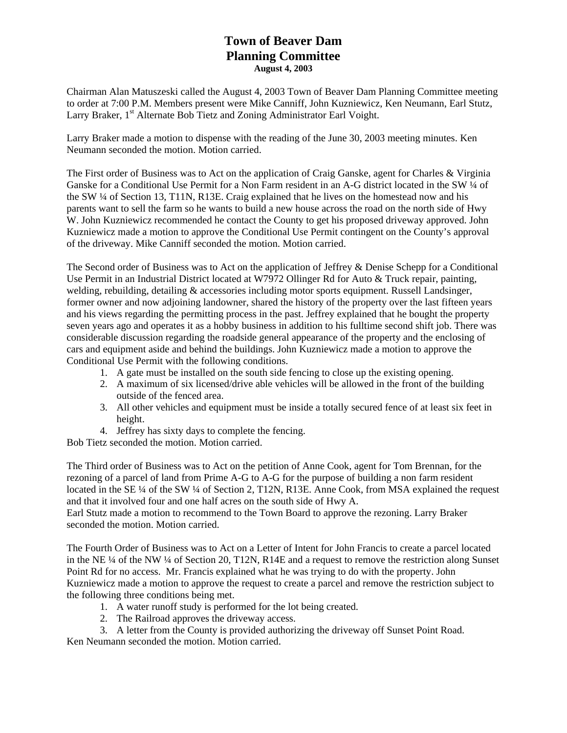# Town of Beaver Dam
## Planning Committee
**August 4, 2003**

Chairman Alan Matuszeski called the August 4, 2003 Town of Beaver Dam Planning Committee meeting to order at 7:00 P.M. Members present were Mike Canniff, John Kuzniewicz, Ken Neumann, Earl Stutz, Larry Braker, 1st Alternate Bob Tietz and Zoning Administrator Earl Voight.

Larry Braker made a motion to dispense with the reading of the June 30, 2003 meeting minutes. Ken Neumann seconded the motion. Motion carried.

The First order of Business was to Act on the application of Craig Ganske, agent for Charles & Virginia Ganske for a Conditional Use Permit for a Non Farm resident in an A-G district located in the SW ¼ of the SW ¼ of Section 13, T11N, R13E. Craig explained that he lives on the homestead now and his parents want to sell the farm so he wants to build a new house across the road on the north side of Hwy W. John Kuzniewicz recommended he contact the County to get his proposed driveway approved. John Kuzniewicz made a motion to approve the Conditional Use Permit contingent on the County's approval of the driveway. Mike Canniff seconded the motion. Motion carried.

The Second order of Business was to Act on the application of Jeffrey & Denise Schepp for a Conditional Use Permit in an Industrial District located at W7972 Ollinger Rd for Auto & Truck repair, painting, welding, rebuilding, detailing & accessories including motor sports equipment. Russell Landsinger, former owner and now adjoining landowner, shared the history of the property over the last fifteen years and his views regarding the permitting process in the past. Jeffrey explained that he bought the property seven years ago and operates it as a hobby business in addition to his fulltime second shift job. There was considerable discussion regarding the roadside general appearance of the property and the enclosing of cars and equipment aside and behind the buildings. John Kuzniewicz made a motion to approve the Conditional Use Permit with the following conditions.

1. A gate must be installed on the south side fencing to close up the existing opening.
2. A maximum of six licensed/drive able vehicles will be allowed in the front of the building outside of the fenced area.
3. All other vehicles and equipment must be inside a totally secured fence of at least six feet in height.
4. Jeffrey has sixty days to complete the fencing.

Bob Tietz seconded the motion. Motion carried.

The Third order of Business was to Act on the petition of Anne Cook, agent for Tom Brennan, for the rezoning of a parcel of land from Prime A-G to A-G for the purpose of building a non farm resident located in the SE ¼ of the SW ¼ of Section 2, T12N, R13E. Anne Cook, from MSA explained the request and that it involved four and one half acres on the south side of Hwy A.
Earl Stutz made a motion to recommend to the Town Board to approve the rezoning. Larry Braker seconded the motion. Motion carried.

The Fourth Order of Business was to Act on a Letter of Intent for John Francis to create a parcel located in the NE ¼ of the NW ¼ of Section 20, T12N, R14E and a request to remove the restriction along Sunset Point Rd for no access. Mr. Francis explained what he was trying to do with the property. John Kuzniewicz made a motion to approve the request to create a parcel and remove the restriction subject to the following three conditions being met.

1. A water runoff study is performed for the lot being created.
2. The Railroad approves the driveway access.
3. A letter from the County is provided authorizing the driveway off Sunset Point Road.

Ken Neumann seconded the motion. Motion carried.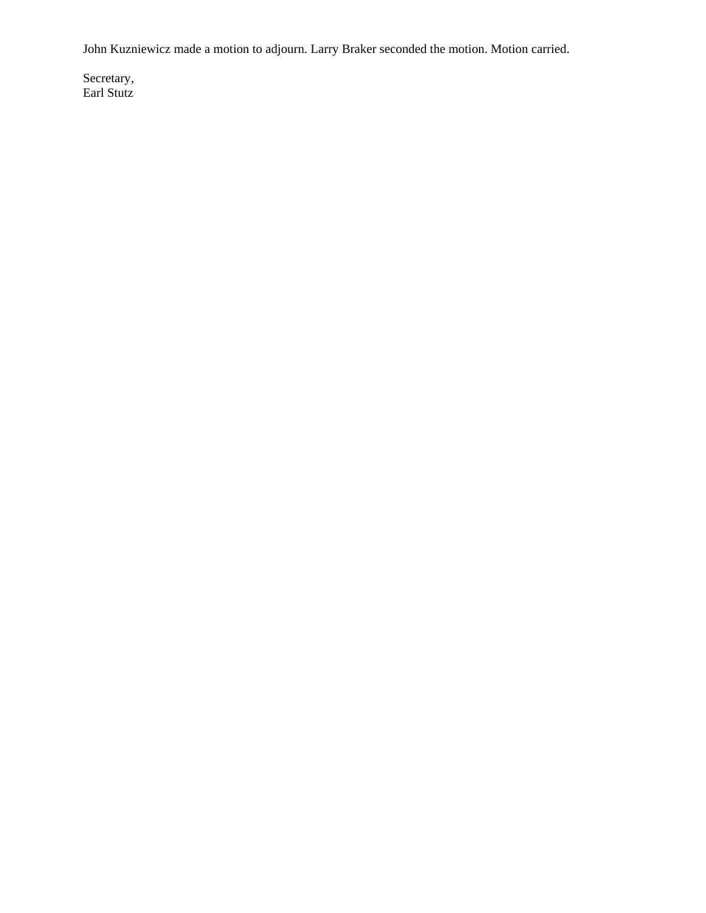John Kuzniewicz made a motion to adjourn. Larry Braker seconded the motion. Motion carried.

Secretary,
Earl Stutz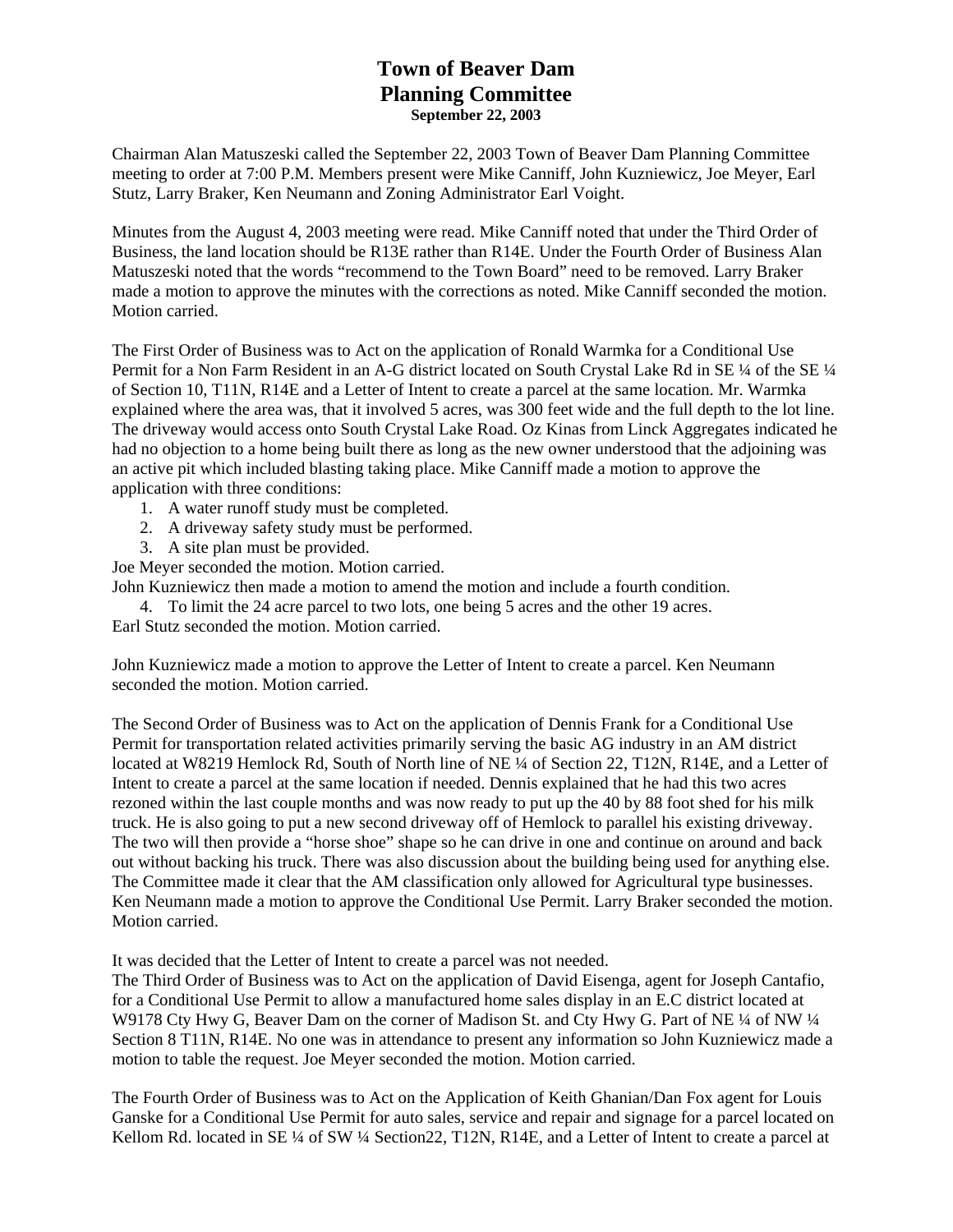# Town of Beaver Dam
## Planning Committee
**September 22, 2003**

Chairman Alan Matuszeski called the September 22, 2003 Town of Beaver Dam Planning Committee meeting to order at 7:00 P.M. Members present were Mike Canniff, John Kuzniewicz, Joe Meyer, Earl Stutz, Larry Braker, Ken Neumann and Zoning Administrator Earl Voight.

Minutes from the August 4, 2003 meeting were read. Mike Canniff noted that under the Third Order of Business, the land location should be R13E rather than R14E. Under the Fourth Order of Business Alan Matuszeski noted that the words "recommend to the Town Board" need to be removed. Larry Braker made a motion to approve the minutes with the corrections as noted. Mike Canniff seconded the motion. Motion carried.

The First Order of Business was to Act on the application of Ronald Warmka for a Conditional Use Permit for a Non Farm Resident in an A-G district located on South Crystal Lake Rd in SE ¼ of the SE ¼ of Section 10, T11N, R14E and a Letter of Intent to create a parcel at the same location. Mr. Warmka explained where the area was, that it involved 5 acres, was 300 feet wide and the full depth to the lot line. The driveway would access onto South Crystal Lake Road. Oz Kinas from Linck Aggregates indicated he had no objection to a home being built there as long as the new owner understood that the adjoining was an active pit which included blasting taking place. Mike Canniff made a motion to approve the application with three conditions:

1. A water runoff study must be completed.
2. A driveway safety study must be performed.
3. A site plan must be provided.

Joe Meyer seconded the motion. Motion carried.
John Kuzniewicz then made a motion to amend the motion and include a fourth condition.

4. To limit the 24 acre parcel to two lots, one being 5 acres and the other 19 acres.

Earl Stutz seconded the motion. Motion carried.

John Kuzniewicz made a motion to approve the Letter of Intent to create a parcel. Ken Neumann seconded the motion. Motion carried.

The Second Order of Business was to Act on the application of Dennis Frank for a Conditional Use Permit for transportation related activities primarily serving the basic AG industry in an AM district located at W8219 Hemlock Rd, South of North line of NE ¼ of Section 22, T12N, R14E, and a Letter of Intent to create a parcel at the same location if needed. Dennis explained that he had this two acres rezoned within the last couple months and was now ready to put up the 40 by 88 foot shed for his milk truck. He is also going to put a new second driveway off of Hemlock to parallel his existing driveway. The two will then provide a "horse shoe" shape so he can drive in one and continue on around and back out without backing his truck. There was also discussion about the building being used for anything else. The Committee made it clear that the AM classification only allowed for Agricultural type businesses. Ken Neumann made a motion to approve the Conditional Use Permit. Larry Braker seconded the motion. Motion carried.

It was decided that the Letter of Intent to create a parcel was not needed.
The Third Order of Business was to Act on the application of David Eisenga, agent for Joseph Cantafio, for a Conditional Use Permit to allow a manufactured home sales display in an E.C district located at W9178 Cty Hwy G, Beaver Dam on the corner of Madison St. and Cty Hwy G. Part of NE ¼ of NW ¼ Section 8 T11N, R14E. No one was in attendance to present any information so John Kuzniewicz made a motion to table the request. Joe Meyer seconded the motion. Motion carried.

The Fourth Order of Business was to Act on the Application of Keith Ghanian/Dan Fox agent for Louis Ganske for a Conditional Use Permit for auto sales, service and repair and signage for a parcel located on Kellom Rd. located in SE ¼ of SW ¼ Section22, T12N, R14E, and a Letter of Intent to create a parcel at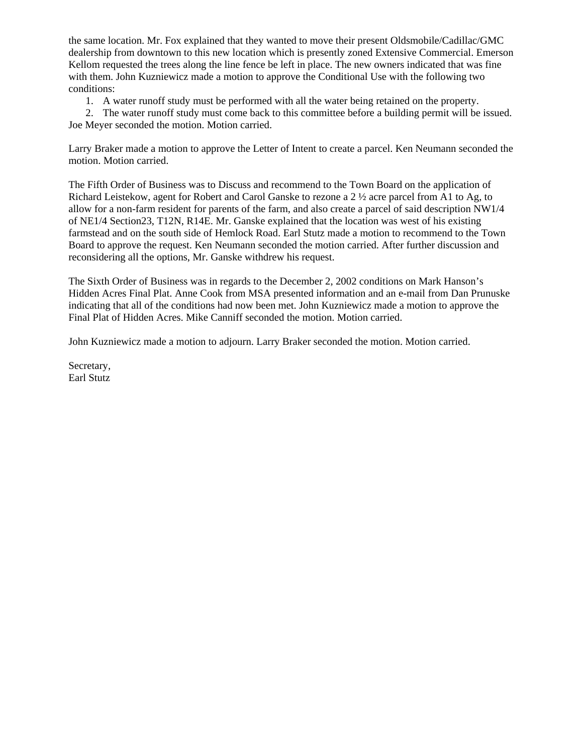the same location. Mr. Fox explained that they wanted to move their present Oldsmobile/Cadillac/GMC dealership from downtown to this new location which is presently zoned Extensive Commercial. Emerson Kellom requested the trees along the line fence be left in place. The new owners indicated that was fine with them. John Kuzniewicz made a motion to approve the Conditional Use with the following two conditions:

1. A water runoff study must be performed with all the water being retained on the property.
2. The water runoff study must come back to this committee before a building permit will be issued.

Joe Meyer seconded the motion. Motion carried.

Larry Braker made a motion to approve the Letter of Intent to create a parcel. Ken Neumann seconded the motion. Motion carried.

The Fifth Order of Business was to Discuss and recommend to the Town Board on the application of Richard Leistekow, agent for Robert and Carol Ganske to rezone a 2 ½ acre parcel from A1 to Ag, to allow for a non-farm resident for parents of the farm, and also create a parcel of said description NW1/4 of NE1/4 Section23, T12N, R14E. Mr. Ganske explained that the location was west of his existing farmstead and on the south side of Hemlock Road. Earl Stutz made a motion to recommend to the Town Board to approve the request. Ken Neumann seconded the motion carried. After further discussion and reconsidering all the options, Mr. Ganske withdrew his request.

The Sixth Order of Business was in regards to the December 2, 2002 conditions on Mark Hanson's Hidden Acres Final Plat. Anne Cook from MSA presented information and an e-mail from Dan Prunuske indicating that all of the conditions had now been met. John Kuzniewicz made a motion to approve the Final Plat of Hidden Acres. Mike Canniff seconded the motion. Motion carried.

John Kuzniewicz made a motion to adjourn. Larry Braker seconded the motion. Motion carried.

Secretary,
Earl Stutz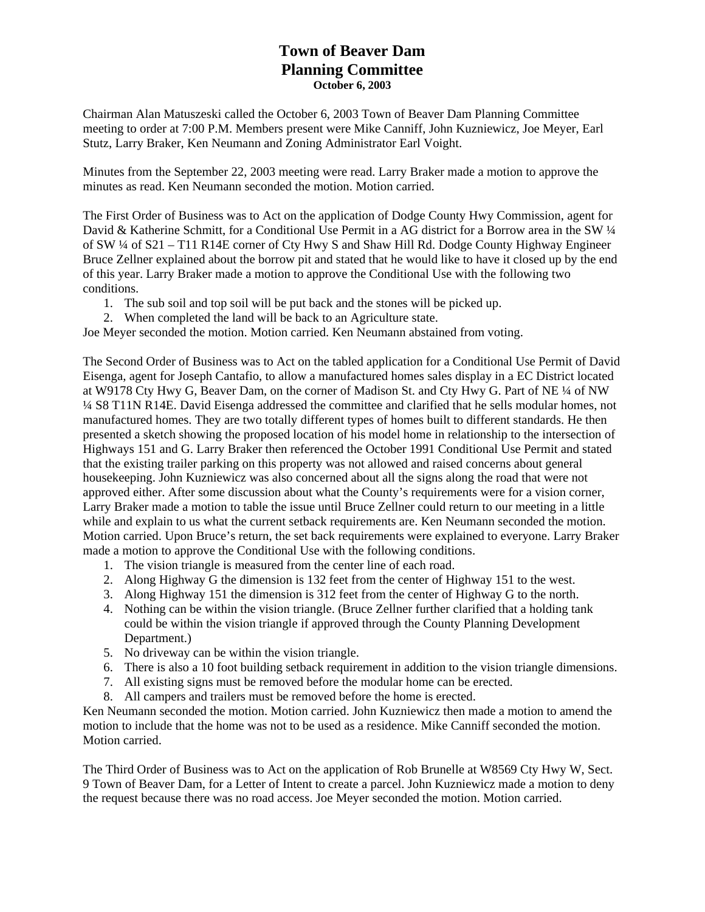# Town of Beaver Dam
# Planning Committee
**October 6, 2003**

Chairman Alan Matuszeski called the October 6, 2003 Town of Beaver Dam Planning Committee meeting to order at 7:00 P.M. Members present were Mike Canniff, John Kuzniewicz, Joe Meyer, Earl Stutz, Larry Braker, Ken Neumann and Zoning Administrator Earl Voight.

Minutes from the September 22, 2003 meeting were read. Larry Braker made a motion to approve the minutes as read. Ken Neumann seconded the motion. Motion carried.

The First Order of Business was to Act on the application of Dodge County Hwy Commission, agent for David & Katherine Schmitt, for a Conditional Use Permit in a AG district for a Borrow area in the SW ¼ of SW ¼ of S21 – T11 R14E corner of Cty Hwy S and Shaw Hill Rd. Dodge County Highway Engineer Bruce Zellner explained about the borrow pit and stated that he would like to have it closed up by the end of this year. Larry Braker made a motion to approve the Conditional Use with the following two conditions.

1. The sub soil and top soil will be put back and the stones will be picked up.
2. When completed the land will be back to an Agriculture state.

Joe Meyer seconded the motion. Motion carried. Ken Neumann abstained from voting.

The Second Order of Business was to Act on the tabled application for a Conditional Use Permit of David Eisenga, agent for Joseph Cantafio, to allow a manufactured homes sales display in a EC District located at W9178 Cty Hwy G, Beaver Dam, on the corner of Madison St. and Cty Hwy G. Part of NE ¼ of NW ¼ S8 T11N R14E. David Eisenga addressed the committee and clarified that he sells modular homes, not manufactured homes. They are two totally different types of homes built to different standards. He then presented a sketch showing the proposed location of his model home in relationship to the intersection of Highways 151 and G. Larry Braker then referenced the October 1991 Conditional Use Permit and stated that the existing trailer parking on this property was not allowed and raised concerns about general housekeeping. John Kuzniewicz was also concerned about all the signs along the road that were not approved either. After some discussion about what the County's requirements were for a vision corner, Larry Braker made a motion to table the issue until Bruce Zellner could return to our meeting in a little while and explain to us what the current setback requirements are. Ken Neumann seconded the motion. Motion carried. Upon Bruce's return, the set back requirements were explained to everyone. Larry Braker made a motion to approve the Conditional Use with the following conditions.

1. The vision triangle is measured from the center line of each road.
2. Along Highway G the dimension is 132 feet from the center of Highway 151 to the west.
3. Along Highway 151 the dimension is 312 feet from the center of Highway G to the north.
4. Nothing can be within the vision triangle. (Bruce Zellner further clarified that a holding tank could be within the vision triangle if approved through the County Planning Development Department.)
5. No driveway can be within the vision triangle.
6. There is also a 10 foot building setback requirement in addition to the vision triangle dimensions.
7. All existing signs must be removed before the modular home can be erected.
8. All campers and trailers must be removed before the home is erected.

Ken Neumann seconded the motion. Motion carried. John Kuzniewicz then made a motion to amend the motion to include that the home was not to be used as a residence. Mike Canniff seconded the motion. Motion carried.

The Third Order of Business was to Act on the application of Rob Brunelle at W8569 Cty Hwy W, Sect. 9 Town of Beaver Dam, for a Letter of Intent to create a parcel. John Kuzniewicz made a motion to deny the request because there was no road access. Joe Meyer seconded the motion. Motion carried.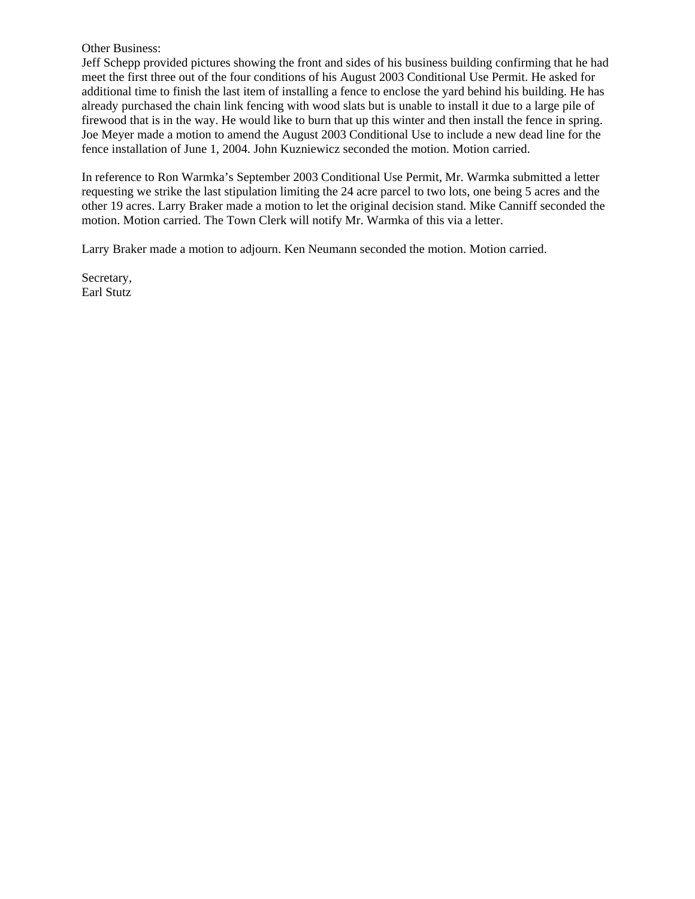Other Business:
Jeff Schepp provided pictures showing the front and sides of his business building confirming that he had meet the first three out of the four conditions of his August 2003 Conditional Use Permit. He asked for additional time to finish the last item of installing a fence to enclose the yard behind his building. He has already purchased the chain link fencing with wood slats but is unable to install it due to a large pile of firewood that is in the way. He would like to burn that up this winter and then install the fence in spring. Joe Meyer made a motion to amend the August 2003 Conditional Use to include a new dead line for the fence installation of June 1, 2004. John Kuzniewicz seconded the motion. Motion carried.

In reference to Ron Warmka's September 2003 Conditional Use Permit, Mr. Warmka submitted a letter requesting we strike the last stipulation limiting the 24 acre parcel to two lots, one being 5 acres and the other 19 acres. Larry Braker made a motion to let the original decision stand. Mike Canniff seconded the motion. Motion carried. The Town Clerk will notify Mr. Warmka of this via a letter.

Larry Braker made a motion to adjourn. Ken Neumann seconded the motion. Motion carried.

Secretary,
Earl Stutz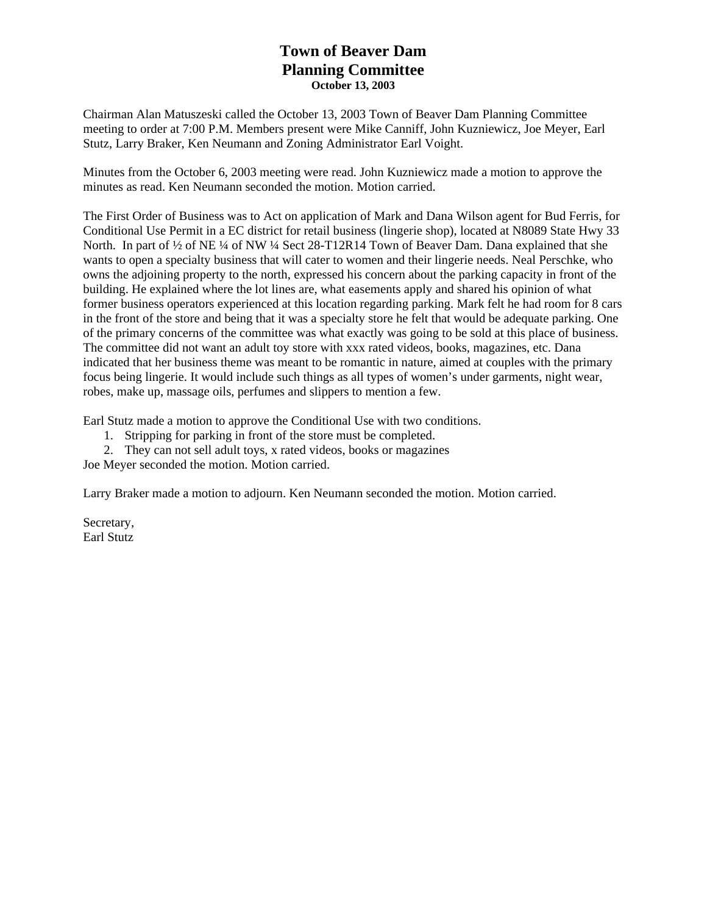# Town of Beaver Dam
# Planning Committee
**October 13, 2003**

Chairman Alan Matuszeski called the October 13, 2003 Town of Beaver Dam Planning Committee meeting to order at 7:00 P.M. Members present were Mike Canniff, John Kuzniewicz, Joe Meyer, Earl Stutz, Larry Braker, Ken Neumann and Zoning Administrator Earl Voight.

Minutes from the October 6, 2003 meeting were read. John Kuzniewicz made a motion to approve the minutes as read. Ken Neumann seconded the motion. Motion carried.

The First Order of Business was to Act on application of Mark and Dana Wilson agent for Bud Ferris, for Conditional Use Permit in a EC district for retail business (lingerie shop), located at N8089 State Hwy 33 North. In part of ½ of NE ¼ of NW ¼ Sect 28-T12R14 Town of Beaver Dam. Dana explained that she wants to open a specialty business that will cater to women and their lingerie needs. Neal Perschke, who owns the adjoining property to the north, expressed his concern about the parking capacity in front of the building. He explained where the lot lines are, what easements apply and shared his opinion of what former business operators experienced at this location regarding parking. Mark felt he had room for 8 cars in the front of the store and being that it was a specialty store he felt that would be adequate parking. One of the primary concerns of the committee was what exactly was going to be sold at this place of business. The committee did not want an adult toy store with xxx rated videos, books, magazines, etc. Dana indicated that her business theme was meant to be romantic in nature, aimed at couples with the primary focus being lingerie. It would include such things as all types of women's under garments, night wear, robes, make up, massage oils, perfumes and slippers to mention a few.

Earl Stutz made a motion to approve the Conditional Use with two conditions.

1. Stripping for parking in front of the store must be completed.
2. They can not sell adult toys, x rated videos, books or magazines

Joe Meyer seconded the motion. Motion carried.

Larry Braker made a motion to adjourn. Ken Neumann seconded the motion. Motion carried.

Secretary,
Earl Stutz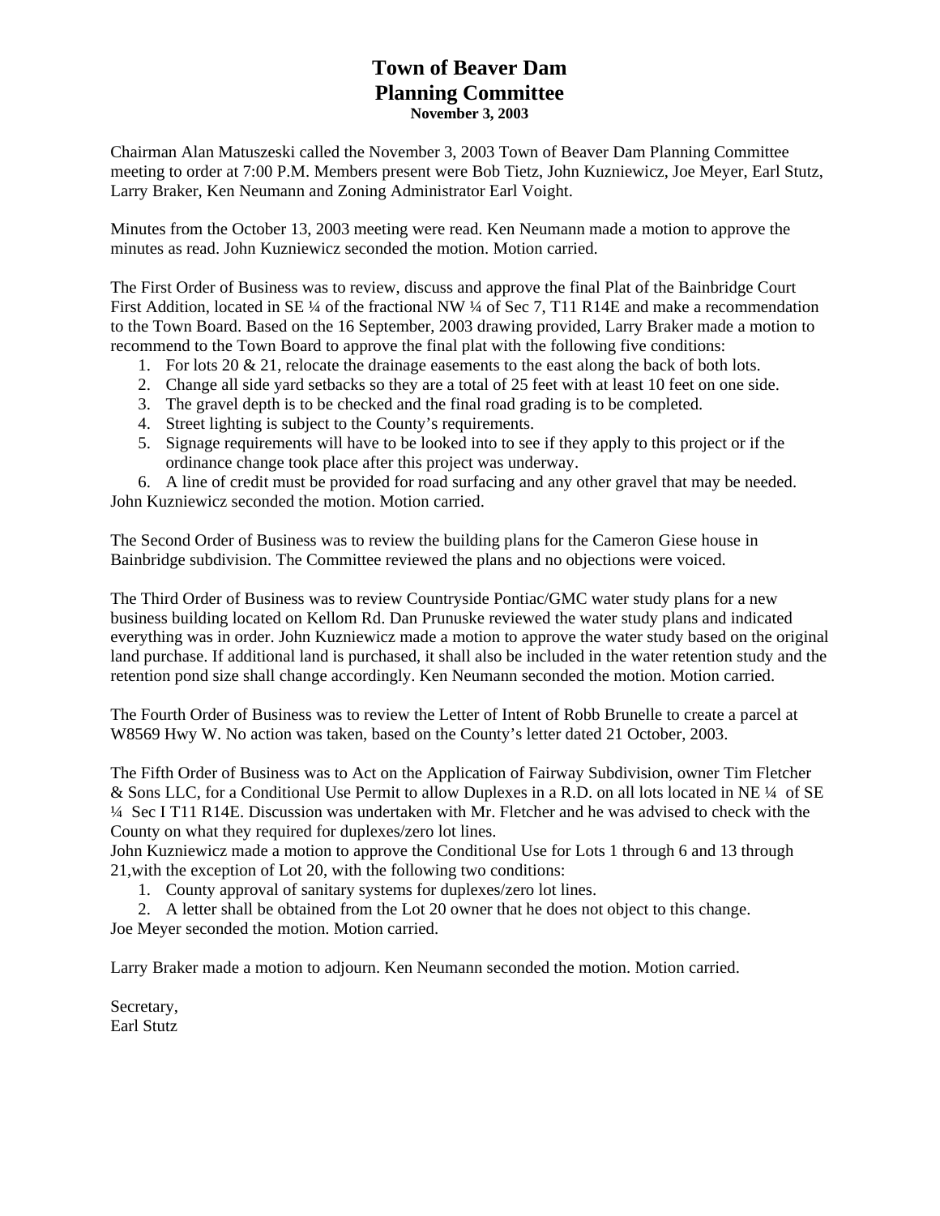# Town of Beaver Dam
# Planning Committee

**November 3, 2003**

Chairman Alan Matuszeski called the November 3, 2003 Town of Beaver Dam Planning Committee meeting to order at 7:00 P.M. Members present were Bob Tietz, John Kuzniewicz, Joe Meyer, Earl Stutz, Larry Braker, Ken Neumann and Zoning Administrator Earl Voight.

Minutes from the October 13, 2003 meeting were read. Ken Neumann made a motion to approve the minutes as read. John Kuzniewicz seconded the motion. Motion carried.

The First Order of Business was to review, discuss and approve the final Plat of the Bainbridge Court First Addition, located in SE ¼ of the fractional NW ¼ of Sec 7, T11 R14E and make a recommendation to the Town Board. Based on the 16 September, 2003 drawing provided, Larry Braker made a motion to recommend to the Town Board to approve the final plat with the following five conditions:

1. For lots 20 & 21, relocate the drainage easements to the east along the back of both lots.
2. Change all side yard setbacks so they are a total of 25 feet with at least 10 feet on one side.
3. The gravel depth is to be checked and the final road grading is to be completed.
4. Street lighting is subject to the County's requirements.
5. Signage requirements will have to be looked into to see if they apply to this project or if the ordinance change took place after this project was underway.
6. A line of credit must be provided for road surfacing and any other gravel that may be needed.

John Kuzniewicz seconded the motion. Motion carried.

The Second Order of Business was to review the building plans for the Cameron Giese house in Bainbridge subdivision. The Committee reviewed the plans and no objections were voiced.

The Third Order of Business was to review Countryside Pontiac/GMC water study plans for a new business building located on Kellom Rd. Dan Prunuske reviewed the water study plans and indicated everything was in order. John Kuzniewicz made a motion to approve the water study based on the original land purchase. If additional land is purchased, it shall also be included in the water retention study and the retention pond size shall change accordingly. Ken Neumann seconded the motion. Motion carried.

The Fourth Order of Business was to review the Letter of Intent of Robb Brunelle to create a parcel at W8569 Hwy W. No action was taken, based on the County's letter dated 21 October, 2003.

The Fifth Order of Business was to Act on the Application of Fairway Subdivision, owner Tim Fletcher & Sons LLC, for a Conditional Use Permit to allow Duplexes in a R.D. on all lots located in NE ¼ of SE ¼ Sec I T11 R14E. Discussion was undertaken with Mr. Fletcher and he was advised to check with the County on what they required for duplexes/zero lot lines.

John Kuzniewicz made a motion to approve the Conditional Use for Lots 1 through 6 and 13 through 21,with the exception of Lot 20, with the following two conditions:

1. County approval of sanitary systems for duplexes/zero lot lines.
2. A letter shall be obtained from the Lot 20 owner that he does not object to this change.

Joe Meyer seconded the motion. Motion carried.

Larry Braker made a motion to adjourn. Ken Neumann seconded the motion. Motion carried.

Secretary,
Earl Stutz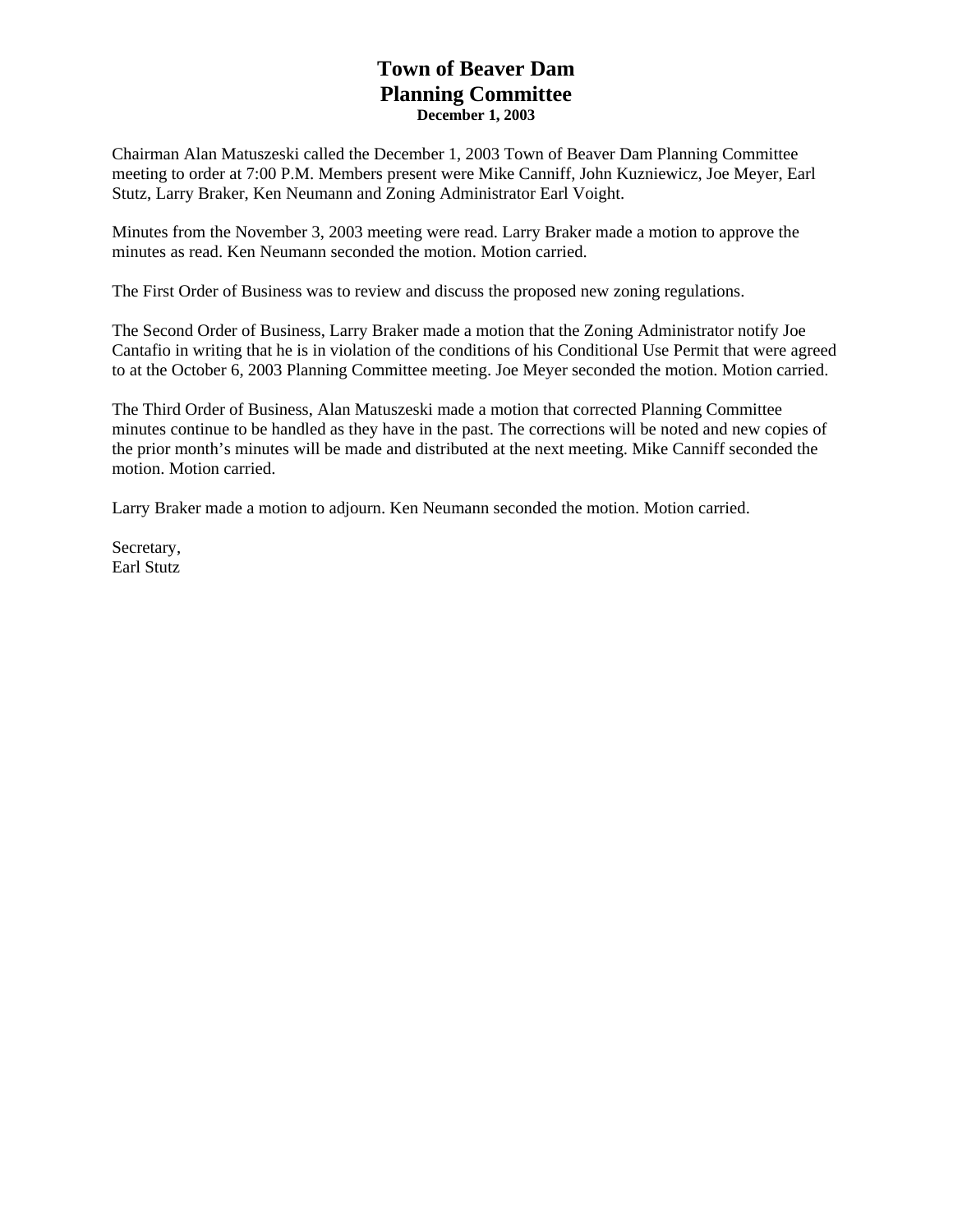# Town of Beaver Dam
# Planning Committee
**December 1, 2003**

Chairman Alan Matuszeski called the December 1, 2003 Town of Beaver Dam Planning Committee meeting to order at 7:00 P.M. Members present were Mike Canniff, John Kuzniewicz, Joe Meyer, Earl Stutz, Larry Braker, Ken Neumann and Zoning Administrator Earl Voight.

Minutes from the November 3, 2003 meeting were read. Larry Braker made a motion to approve the minutes as read. Ken Neumann seconded the motion. Motion carried.

The First Order of Business was to review and discuss the proposed new zoning regulations.

The Second Order of Business, Larry Braker made a motion that the Zoning Administrator notify Joe Cantafio in writing that he is in violation of the conditions of his Conditional Use Permit that were agreed to at the October 6, 2003 Planning Committee meeting. Joe Meyer seconded the motion. Motion carried.

The Third Order of Business, Alan Matuszeski made a motion that corrected Planning Committee minutes continue to be handled as they have in the past. The corrections will be noted and new copies of the prior month's minutes will be made and distributed at the next meeting. Mike Canniff seconded the motion. Motion carried.

Larry Braker made a motion to adjourn. Ken Neumann seconded the motion. Motion carried.

Secretary,
Earl Stutz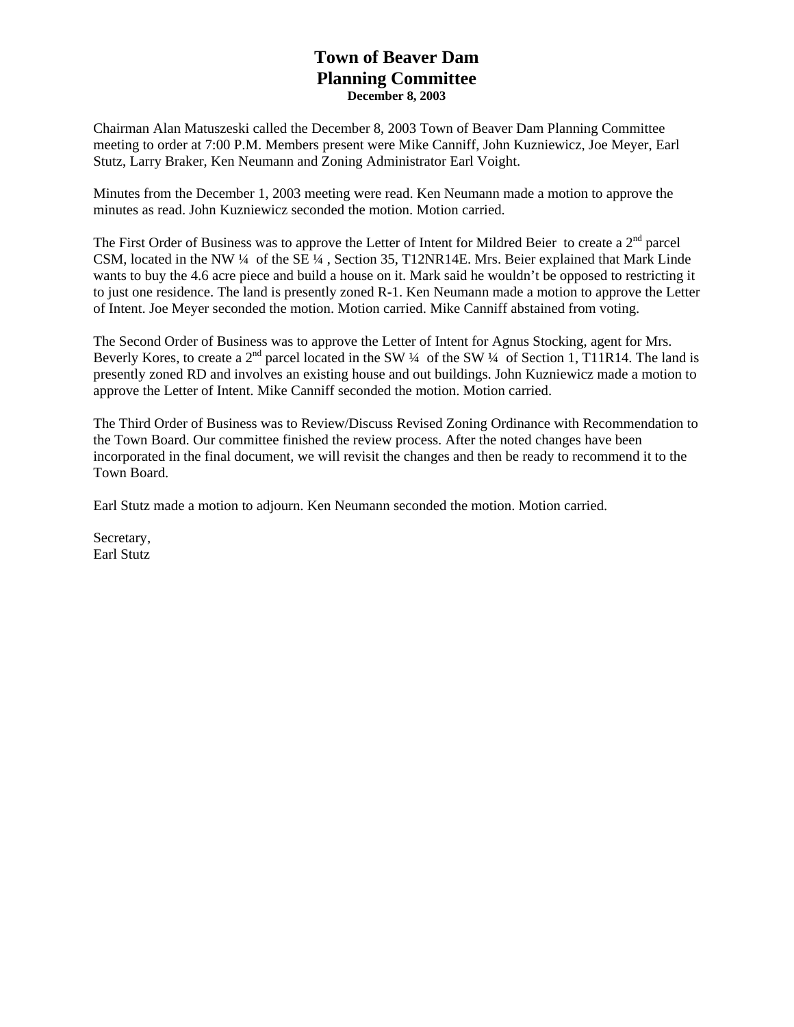# Town of Beaver Dam
## Planning Committee
**December 8, 2003**

Chairman Alan Matuszeski called the December 8, 2003 Town of Beaver Dam Planning Committee meeting to order at 7:00 P.M. Members present were Mike Canniff, John Kuzniewicz, Joe Meyer, Earl Stutz, Larry Braker, Ken Neumann and Zoning Administrator Earl Voight.

Minutes from the December 1, 2003 meeting were read. Ken Neumann made a motion to approve the minutes as read. John Kuzniewicz seconded the motion. Motion carried.

The First Order of Business was to approve the Letter of Intent for Mildred Beier to create a 2nd parcel CSM, located in the NW ¼ of the SE ¼ , Section 35, T12NR14E. Mrs. Beier explained that Mark Linde wants to buy the 4.6 acre piece and build a house on it. Mark said he wouldn't be opposed to restricting it to just one residence. The land is presently zoned R-1. Ken Neumann made a motion to approve the Letter of Intent. Joe Meyer seconded the motion. Motion carried. Mike Canniff abstained from voting.

The Second Order of Business was to approve the Letter of Intent for Agnus Stocking, agent for Mrs. Beverly Kores, to create a 2nd parcel located in the SW ¼ of the SW ¼ of Section 1, T11R14. The land is presently zoned RD and involves an existing house and out buildings. John Kuzniewicz made a motion to approve the Letter of Intent. Mike Canniff seconded the motion. Motion carried.

The Third Order of Business was to Review/Discuss Revised Zoning Ordinance with Recommendation to the Town Board. Our committee finished the review process. After the noted changes have been incorporated in the final document, we will revisit the changes and then be ready to recommend it to the Town Board.

Earl Stutz made a motion to adjourn. Ken Neumann seconded the motion. Motion carried.

Secretary,
Earl Stutz